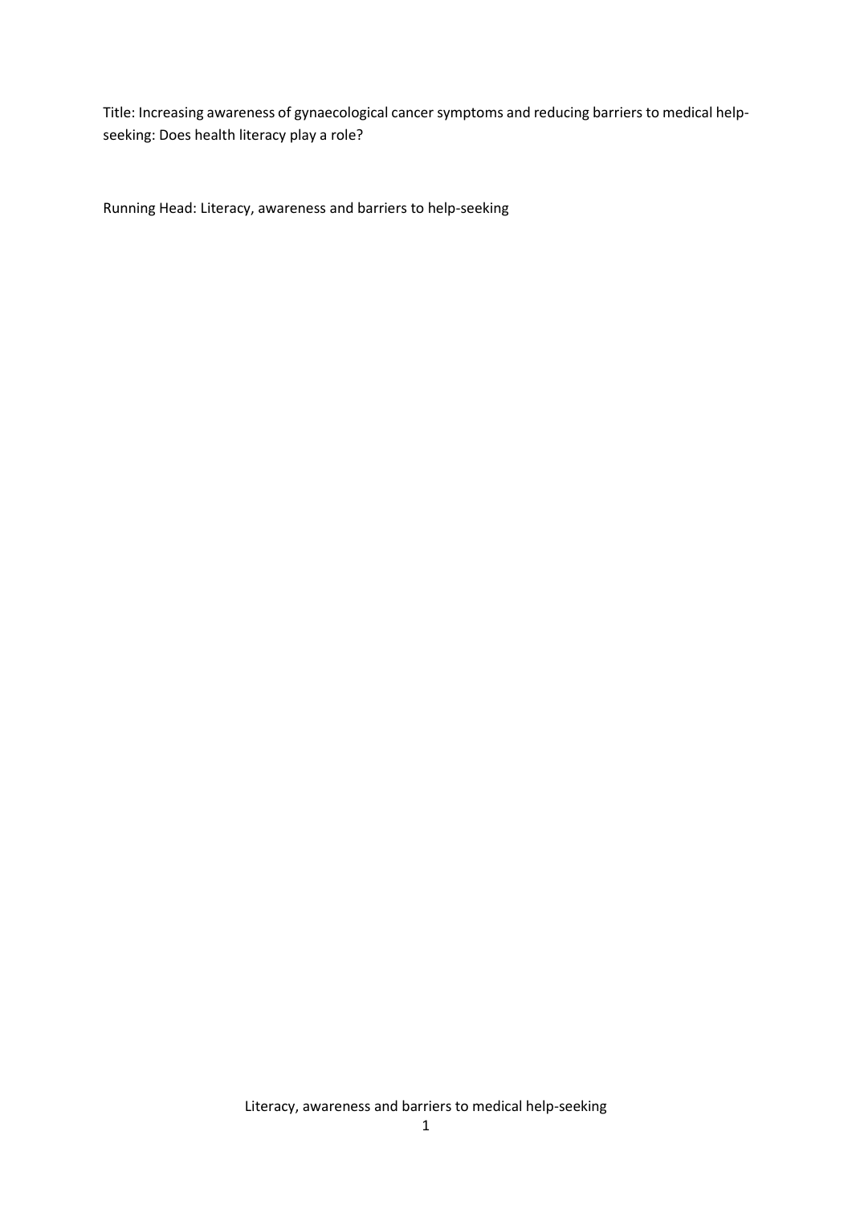Title: Increasing awareness of gynaecological cancer symptoms and reducing barriers to medical help-seeking: Does health literacy play a role?

Running Head: Literacy, awareness and barriers to help-seeking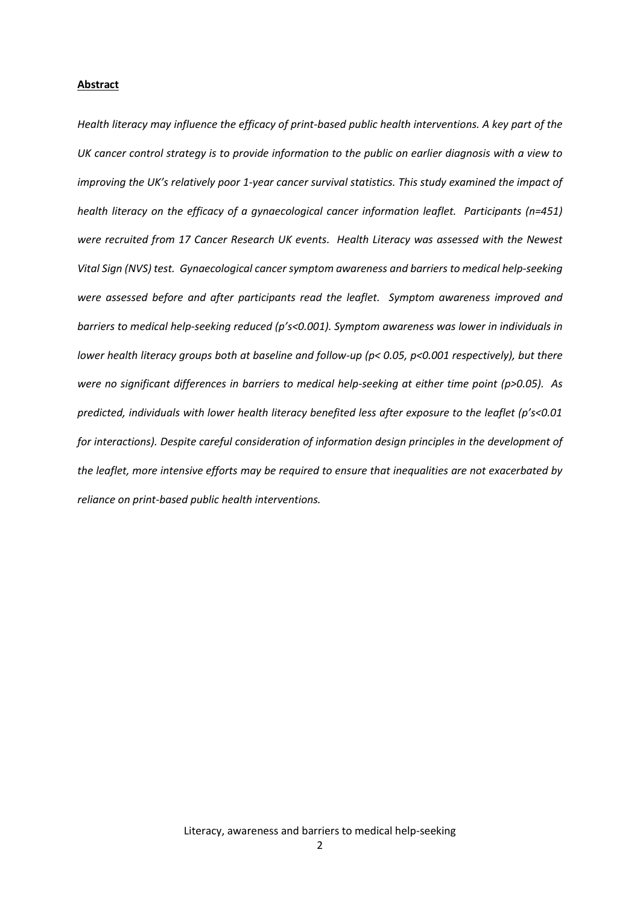**Abstract**

*Health literacy may influence the efficacy of print-based public health interventions. A key part of the UK cancer control strategy is to provide information to the public on earlier diagnosis with a view to improving the UK's relatively poor 1-year cancer survival statistics. This study examined the impact of health literacy on the efficacy of a gynaecological cancer information leaflet. Participants (n=451) were recruited from 17 Cancer Research UK events. Health Literacy was assessed with the Newest Vital Sign (NVS) test. Gynaecological cancer symptom awareness and barriers to medical help-seeking were assessed before and after participants read the leaflet. Symptom awareness improved and barriers to medical help-seeking reduced (p's<0.001). Symptom awareness was lower in individuals in lower health literacy groups both at baseline and follow-up (p< 0.05, p<0.001 respectively), but there were no significant differences in barriers to medical help-seeking at either time point (p>0.05). As predicted, individuals with lower health literacy benefited less after exposure to the leaflet (p's<0.01 for interactions). Despite careful consideration of information design principles in the development of the leaflet, more intensive efforts may be required to ensure that inequalities are not exacerbated by reliance on print-based public health interventions.*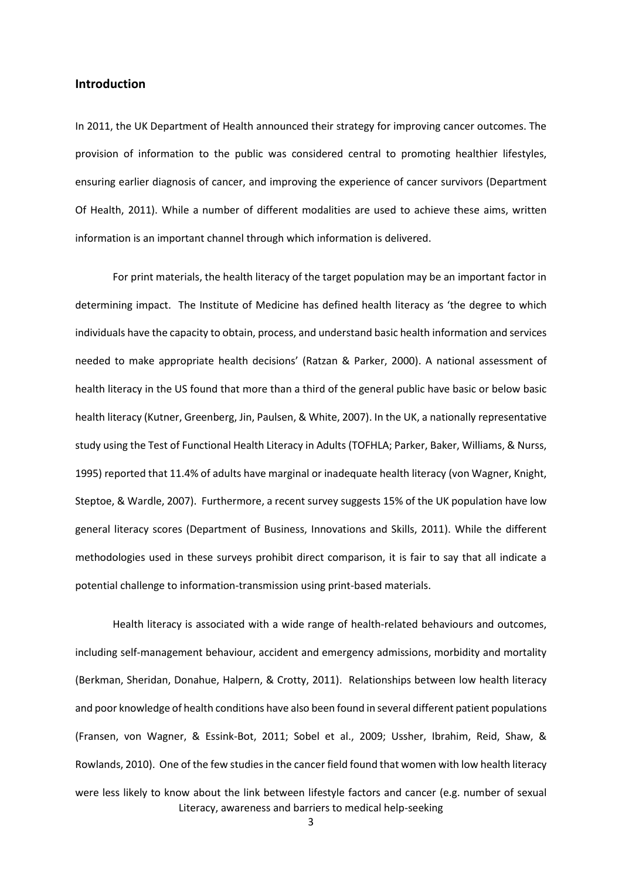## Introduction

In 2011, the UK Department of Health announced their strategy for improving cancer outcomes. The provision of information to the public was considered central to promoting healthier lifestyles, ensuring earlier diagnosis of cancer, and improving the experience of cancer survivors (Department Of Health, 2011). While a number of different modalities are used to achieve these aims, written information is an important channel through which information is delivered.

For print materials, the health literacy of the target population may be an important factor in determining impact. The Institute of Medicine has defined health literacy as 'the degree to which individuals have the capacity to obtain, process, and understand basic health information and services needed to make appropriate health decisions' (Ratzan & Parker, 2000). A national assessment of health literacy in the US found that more than a third of the general public have basic or below basic health literacy (Kutner, Greenberg, Jin, Paulsen, & White, 2007). In the UK, a nationally representative study using the Test of Functional Health Literacy in Adults (TOFHLA; Parker, Baker, Williams, & Nurss, 1995) reported that 11.4% of adults have marginal or inadequate health literacy (von Wagner, Knight, Steptoe, & Wardle, 2007). Furthermore, a recent survey suggests 15% of the UK population have low general literacy scores (Department of Business, Innovations and Skills, 2011). While the different methodologies used in these surveys prohibit direct comparison, it is fair to say that all indicate a potential challenge to information-transmission using print-based materials.

Health literacy is associated with a wide range of health-related behaviours and outcomes, including self-management behaviour, accident and emergency admissions, morbidity and mortality (Berkman, Sheridan, Donahue, Halpern, & Crotty, 2011). Relationships between low health literacy and poor knowledge of health conditions have also been found in several different patient populations (Fransen, von Wagner, & Essink-Bot, 2011; Sobel et al., 2009; Ussher, Ibrahim, Reid, Shaw, & Rowlands, 2010). One of the few studies in the cancer field found that women with low health literacy were less likely to know about the link between lifestyle factors and cancer (e.g. number of sexual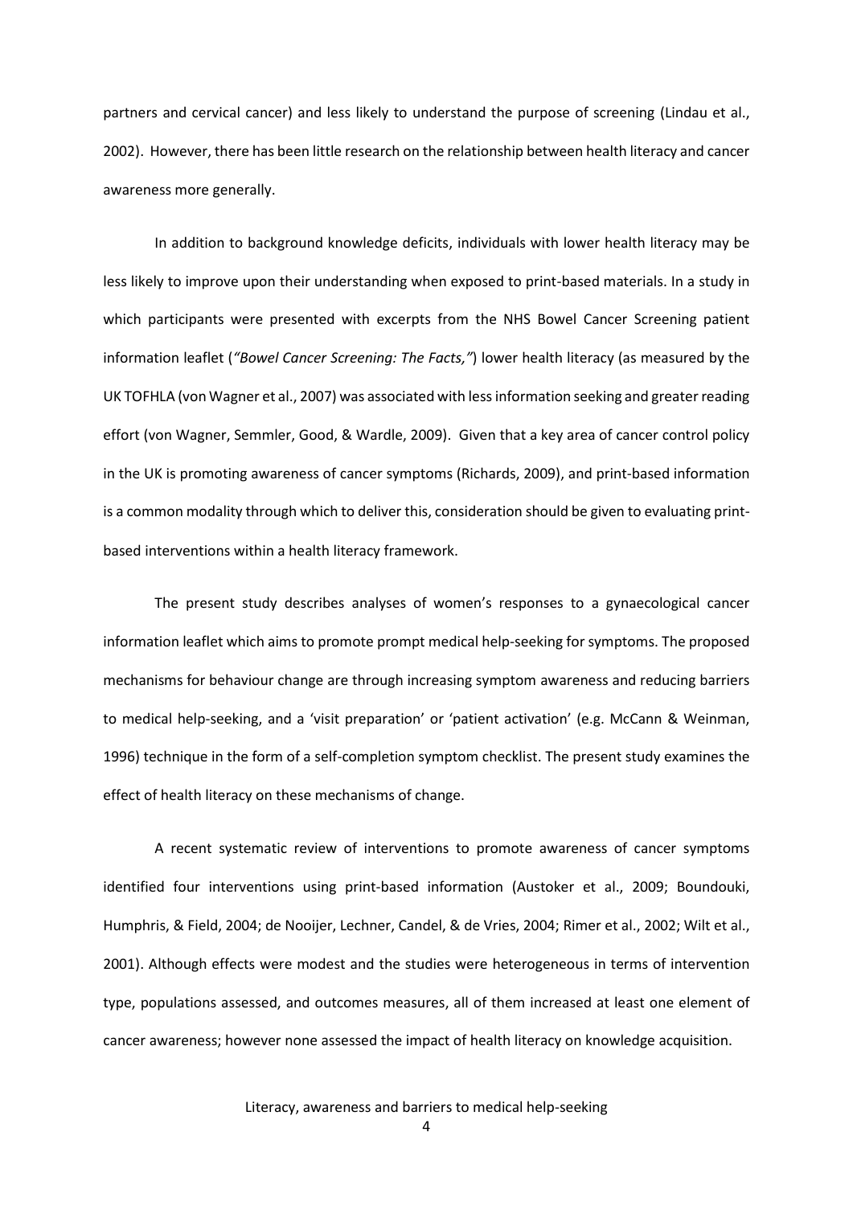partners and cervical cancer) and less likely to understand the purpose of screening (Lindau et al., 2002). However, there has been little research on the relationship between health literacy and cancer awareness more generally.

In addition to background knowledge deficits, individuals with lower health literacy may be less likely to improve upon their understanding when exposed to print-based materials. In a study in which participants were presented with excerpts from the NHS Bowel Cancer Screening patient information leaflet (*"Bowel Cancer Screening: The Facts,"*) lower health literacy (as measured by the UK TOFHLA (von Wagner et al., 2007) was associated with less information seeking and greater reading effort (von Wagner, Semmler, Good, & Wardle, 2009). Given that a key area of cancer control policy in the UK is promoting awareness of cancer symptoms (Richards, 2009), and print-based information is a common modality through which to deliver this, consideration should be given to evaluating print-based interventions within a health literacy framework.

The present study describes analyses of women's responses to a gynaecological cancer information leaflet which aims to promote prompt medical help-seeking for symptoms. The proposed mechanisms for behaviour change are through increasing symptom awareness and reducing barriers to medical help-seeking, and a 'visit preparation' or 'patient activation' (e.g. McCann & Weinman, 1996) technique in the form of a self-completion symptom checklist. The present study examines the effect of health literacy on these mechanisms of change.

A recent systematic review of interventions to promote awareness of cancer symptoms identified four interventions using print-based information (Austoker et al., 2009; Boundouki, Humphris, & Field, 2004; de Nooijer, Lechner, Candel, & de Vries, 2004; Rimer et al., 2002; Wilt et al., 2001). Although effects were modest and the studies were heterogeneous in terms of intervention type, populations assessed, and outcomes measures, all of them increased at least one element of cancer awareness; however none assessed the impact of health literacy on knowledge acquisition.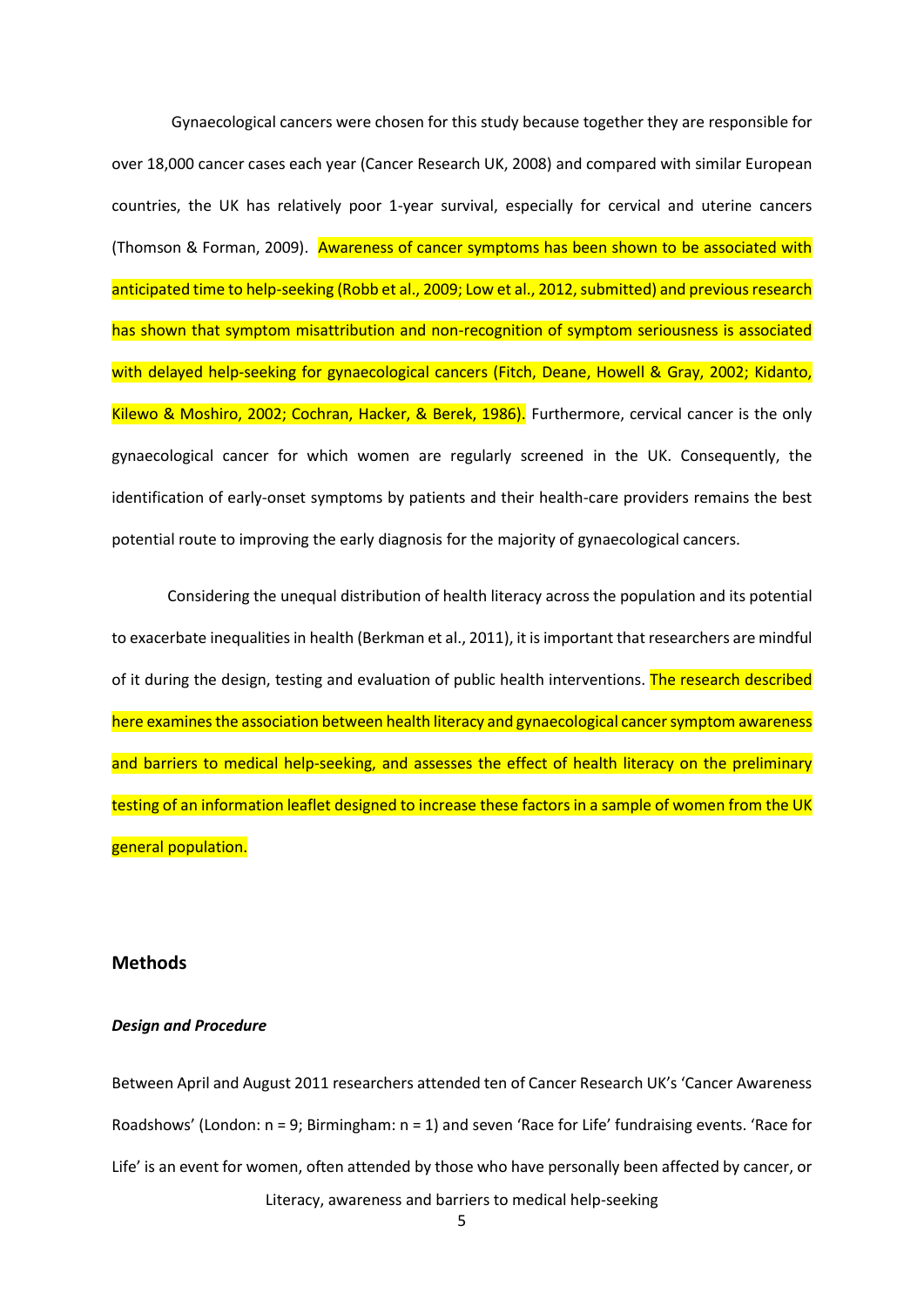Gynaecological cancers were chosen for this study because together they are responsible for over 18,000 cancer cases each year (Cancer Research UK, 2008) and compared with similar European countries, the UK has relatively poor 1-year survival, especially for cervical and uterine cancers (Thomson & Forman, 2009). Awareness of cancer symptoms has been shown to be associated with anticipated time to help-seeking (Robb et al., 2009; Low et al., 2012, submitted) and previous research has shown that symptom misattribution and non-recognition of symptom seriousness is associated with delayed help-seeking for gynaecological cancers (Fitch, Deane, Howell & Gray, 2002; Kidanto, Kilewo & Moshiro, 2002; Cochran, Hacker, & Berek, 1986). Furthermore, cervical cancer is the only gynaecological cancer for which women are regularly screened in the UK. Consequently, the identification of early-onset symptoms by patients and their health-care providers remains the best potential route to improving the early diagnosis for the majority of gynaecological cancers.

Considering the unequal distribution of health literacy across the population and its potential to exacerbate inequalities in health (Berkman et al., 2011), it is important that researchers are mindful of it during the design, testing and evaluation of public health interventions. The research described here examines the association between health literacy and gynaecological cancer symptom awareness and barriers to medical help-seeking, and assesses the effect of health literacy on the preliminary testing of an information leaflet designed to increase these factors in a sample of women from the UK general population.

## Methods

### *Design and Procedure*

Between April and August 2011 researchers attended ten of Cancer Research UK's 'Cancer Awareness Roadshows' (London: n = 9; Birmingham: n = 1) and seven 'Race for Life' fundraising events. 'Race for Life' is an event for women, often attended by those who have personally been affected by cancer, or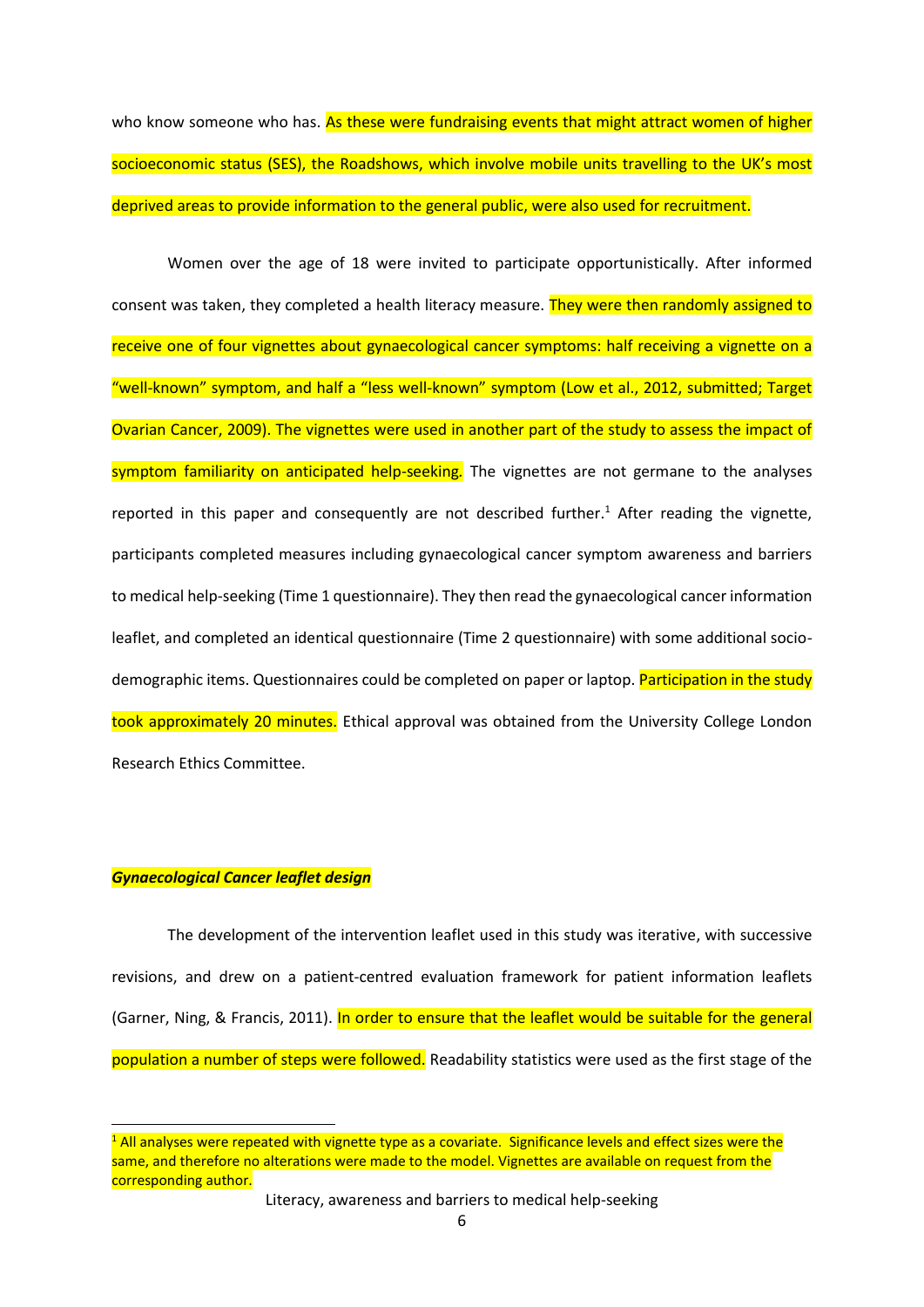who know someone who has. As these were fundraising events that might attract women of higher socioeconomic status (SES), the Roadshows, which involve mobile units travelling to the UK's most deprived areas to provide information to the general public, were also used for recruitment.

Women over the age of 18 were invited to participate opportunistically. After informed consent was taken, they completed a health literacy measure. They were then randomly assigned to receive one of four vignettes about gynaecological cancer symptoms: half receiving a vignette on a "well-known" symptom, and half a "less well-known" symptom (Low et al., 2012, submitted; Target Ovarian Cancer, 2009). The vignettes were used in another part of the study to assess the impact of symptom familiarity on anticipated help-seeking. The vignettes are not germane to the analyses reported in this paper and consequently are not described further.[1] After reading the vignette, participants completed measures including gynaecological cancer symptom awareness and barriers to medical help-seeking (Time 1 questionnaire). They then read the gynaecological cancer information leaflet, and completed an identical questionnaire (Time 2 questionnaire) with some additional socio-demographic items. Questionnaires could be completed on paper or laptop. Participation in the study took approximately 20 minutes. Ethical approval was obtained from the University College London Research Ethics Committee.

### ***Gynaecological Cancer leaflet design***

The development of the intervention leaflet used in this study was iterative, with successive revisions, and drew on a patient-centred evaluation framework for patient information leaflets (Garner, Ning, & Francis, 2011). In order to ensure that the leaflet would be suitable for the general population a number of steps were followed. Readability statistics were used as the first stage of the

[1] All analyses were repeated with vignette type as a covariate. Significance levels and effect sizes were the same, and therefore no alterations were made to the model. Vignettes are available on request from the corresponding author.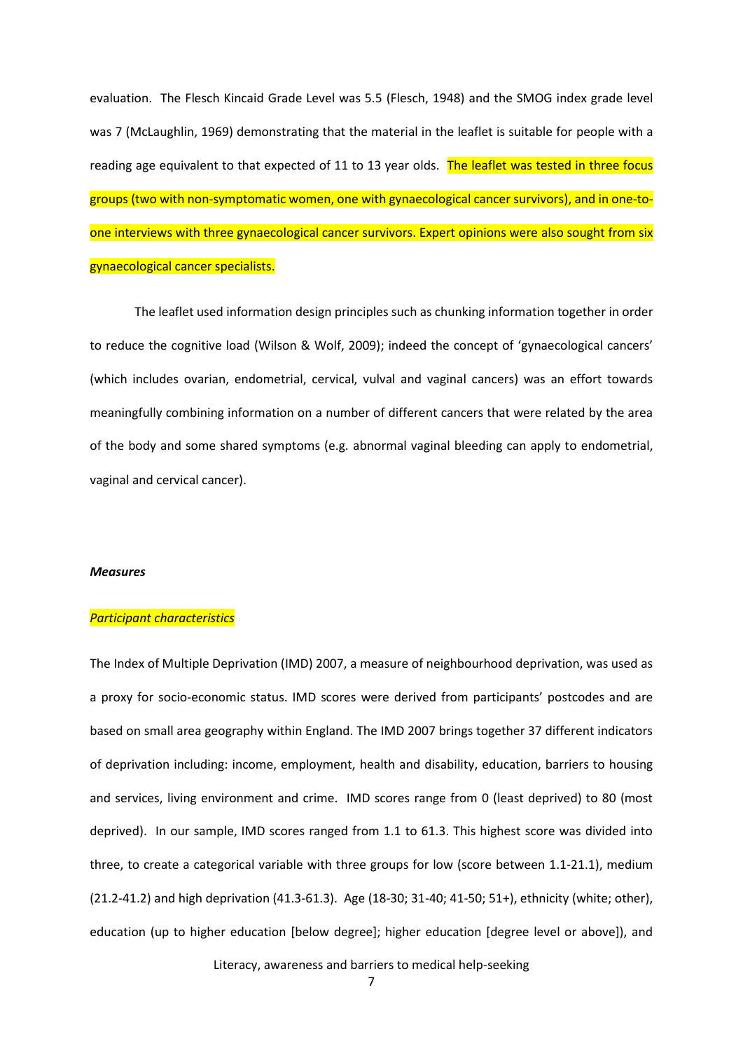evaluation. The Flesch Kincaid Grade Level was 5.5 (Flesch, 1948) and the SMOG index grade level was 7 (McLaughlin, 1969) demonstrating that the material in the leaflet is suitable for people with a reading age equivalent to that expected of 11 to 13 year olds. The leaflet was tested in three focus groups (two with non-symptomatic women, one with gynaecological cancer survivors), and in one-to-one interviews with three gynaecological cancer survivors. Expert opinions were also sought from six gynaecological cancer specialists.

The leaflet used information design principles such as chunking information together in order to reduce the cognitive load (Wilson & Wolf, 2009); indeed the concept of 'gynaecological cancers' (which includes ovarian, endometrial, cervical, vulval and vaginal cancers) was an effort towards meaningfully combining information on a number of different cancers that were related by the area of the body and some shared symptoms (e.g. abnormal vaginal bleeding can apply to endometrial, vaginal and cervical cancer).

### ***Measures***

#### *Participant characteristics*

The Index of Multiple Deprivation (IMD) 2007, a measure of neighbourhood deprivation, was used as a proxy for socio-economic status. IMD scores were derived from participants' postcodes and are based on small area geography within England. The IMD 2007 brings together 37 different indicators of deprivation including: income, employment, health and disability, education, barriers to housing and services, living environment and crime. IMD scores range from 0 (least deprived) to 80 (most deprived). In our sample, IMD scores ranged from 1.1 to 61.3. This highest score was divided into three, to create a categorical variable with three groups for low (score between 1.1-21.1), medium (21.2-41.2) and high deprivation (41.3-61.3). Age (18-30; 31-40; 41-50; 51+), ethnicity (white; other), education (up to higher education [below degree]; higher education [degree level or above]), and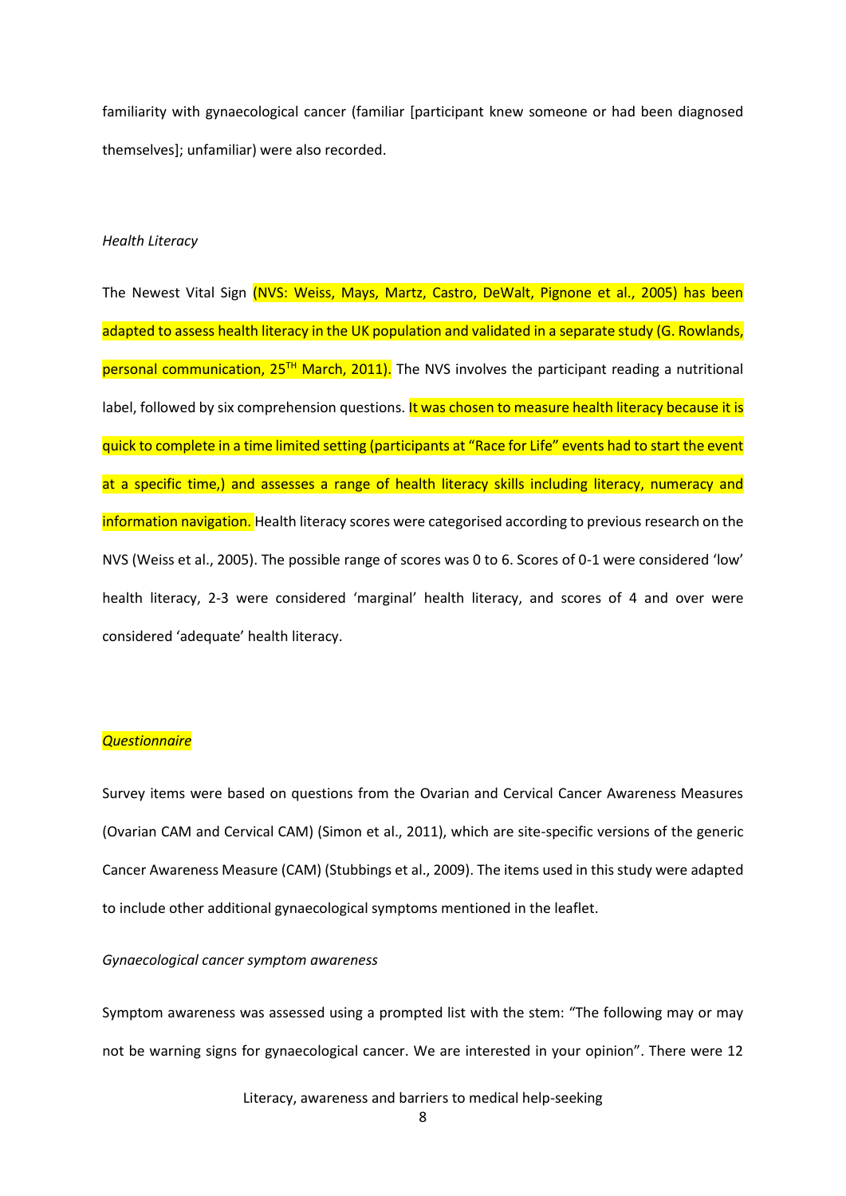familiarity with gynaecological cancer (familiar [participant knew someone or had been diagnosed themselves]; unfamiliar) were also recorded.

*Health Literacy*

The Newest Vital Sign (NVS: Weiss, Mays, Martz, Castro, DeWalt, Pignone et al., 2005) has been adapted to assess health literacy in the UK population and validated in a separate study (G. Rowlands, personal communication, 25TH March, 2011). The NVS involves the participant reading a nutritional label, followed by six comprehension questions. It was chosen to measure health literacy because it is quick to complete in a time limited setting (participants at "Race for Life" events had to start the event at a specific time,) and assesses a range of health literacy skills including literacy, numeracy and information navigation. Health literacy scores were categorised according to previous research on the NVS (Weiss et al., 2005). The possible range of scores was 0 to 6. Scores of 0-1 were considered 'low' health literacy, 2-3 were considered 'marginal' health literacy, and scores of 4 and over were considered 'adequate' health literacy.

*Questionnaire*

Survey items were based on questions from the Ovarian and Cervical Cancer Awareness Measures (Ovarian CAM and Cervical CAM) (Simon et al., 2011), which are site-specific versions of the generic Cancer Awareness Measure (CAM) (Stubbings et al., 2009). The items used in this study were adapted to include other additional gynaecological symptoms mentioned in the leaflet.

*Gynaecological cancer symptom awareness*

Symptom awareness was assessed using a prompted list with the stem: "The following may or may not be warning signs for gynaecological cancer. We are interested in your opinion". There were 12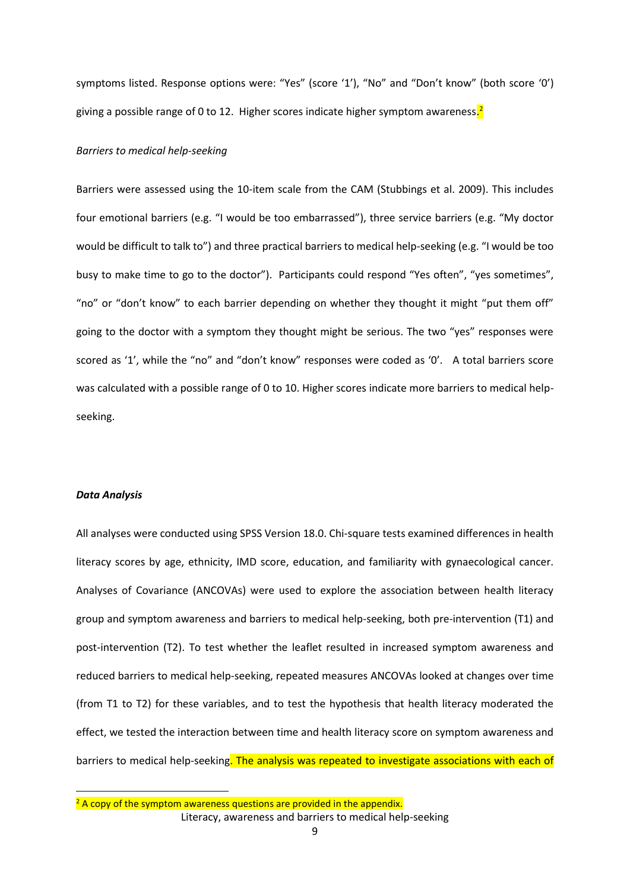symptoms listed. Response options were: "Yes" (score '1'), "No" and "Don't know" (both score '0') giving a possible range of 0 to 12. Higher scores indicate higher symptom awareness.[2]

*Barriers to medical help-seeking*

Barriers were assessed using the 10-item scale from the CAM (Stubbings et al. 2009). This includes four emotional barriers (e.g. "I would be too embarrassed"), three service barriers (e.g. "My doctor would be difficult to talk to") and three practical barriers to medical help-seeking (e.g. "I would be too busy to make time to go to the doctor"). Participants could respond "Yes often", "yes sometimes", "no" or "don't know" to each barrier depending on whether they thought it might "put them off" going to the doctor with a symptom they thought might be serious. The two "yes" responses were scored as '1', while the "no" and "don't know" responses were coded as '0'. A total barriers score was calculated with a possible range of 0 to 10. Higher scores indicate more barriers to medical help-seeking.

***Data Analysis***

All analyses were conducted using SPSS Version 18.0. Chi-square tests examined differences in health literacy scores by age, ethnicity, IMD score, education, and familiarity with gynaecological cancer. Analyses of Covariance (ANCOVAs) were used to explore the association between health literacy group and symptom awareness and barriers to medical help-seeking, both pre-intervention (T1) and post-intervention (T2). To test whether the leaflet resulted in increased symptom awareness and reduced barriers to medical help-seeking, repeated measures ANCOVAs looked at changes over time (from T1 to T2) for these variables, and to test the hypothesis that health literacy moderated the effect, we tested the interaction between time and health literacy score on symptom awareness and barriers to medical help-seeking. The analysis was repeated to investigate associations with each of

[2] A copy of the symptom awareness questions are provided in the appendix.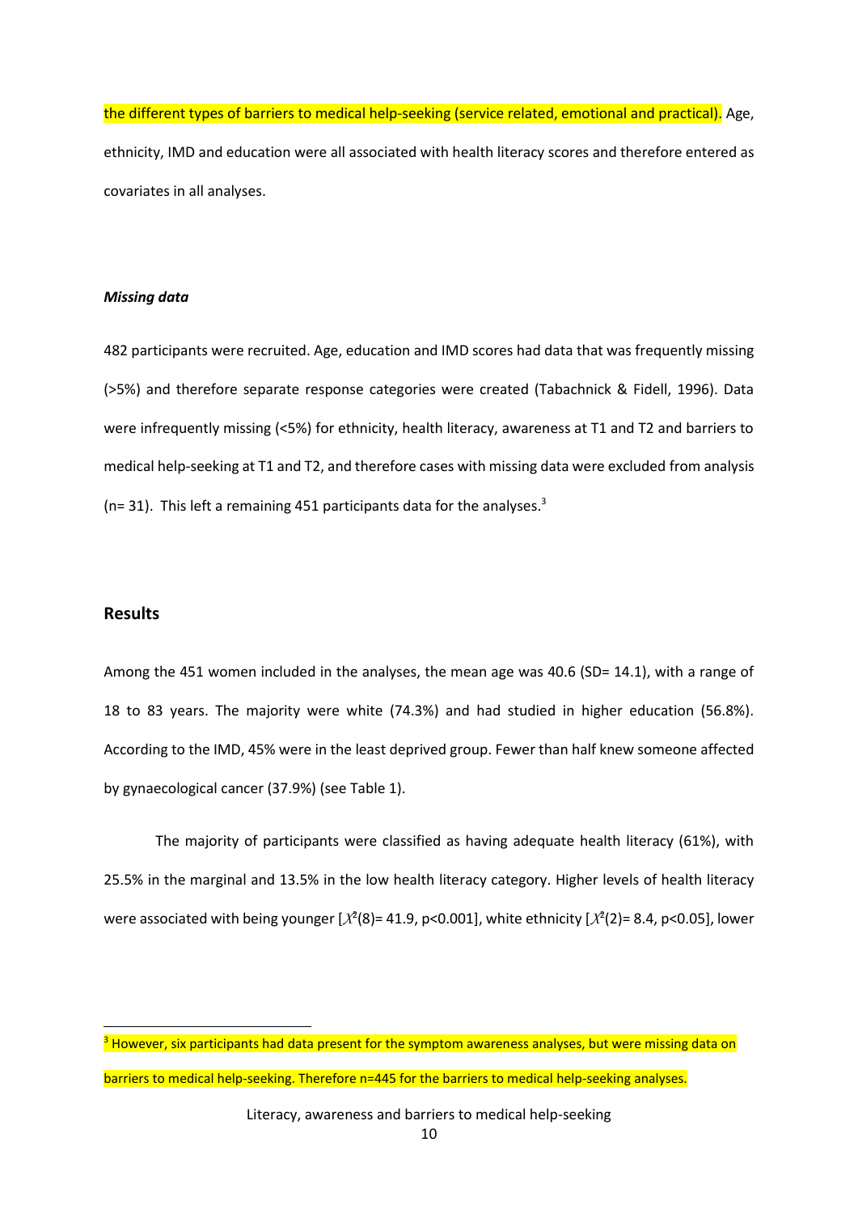the different types of barriers to medical help-seeking (service related, emotional and practical). Age, ethnicity, IMD and education were all associated with health literacy scores and therefore entered as covariates in all analyses.

***Missing data***

482 participants were recruited. Age, education and IMD scores had data that was frequently missing (>5%) and therefore separate response categories were created (Tabachnick & Fidell, 1996). Data were infrequently missing (<5%) for ethnicity, health literacy, awareness at T1 and T2 and barriers to medical help-seeking at T1 and T2, and therefore cases with missing data were excluded from analysis (n= 31). This left a remaining 451 participants data for the analyses.[3]

## Results

Among the 451 women included in the analyses, the mean age was 40.6 (SD= 14.1), with a range of 18 to 83 years. The majority were white (74.3%) and had studied in higher education (56.8%). According to the IMD, 45% were in the least deprived group. Fewer than half knew someone affected by gynaecological cancer (37.9%) (see Table 1).

The majority of participants were classified as having adequate health literacy (61%), with 25.5% in the marginal and 13.5% in the low health literacy category. Higher levels of health literacy were associated with being younger [$\chi^2(8)$= 41.9, p<0.001], white ethnicity [$\chi^2(2)$= 8.4, p<0.05], lower

---

[3] However, six participants had data present for the symptom awareness analyses, but were missing data on barriers to medical help-seeking. Therefore n=445 for the barriers to medical help-seeking analyses.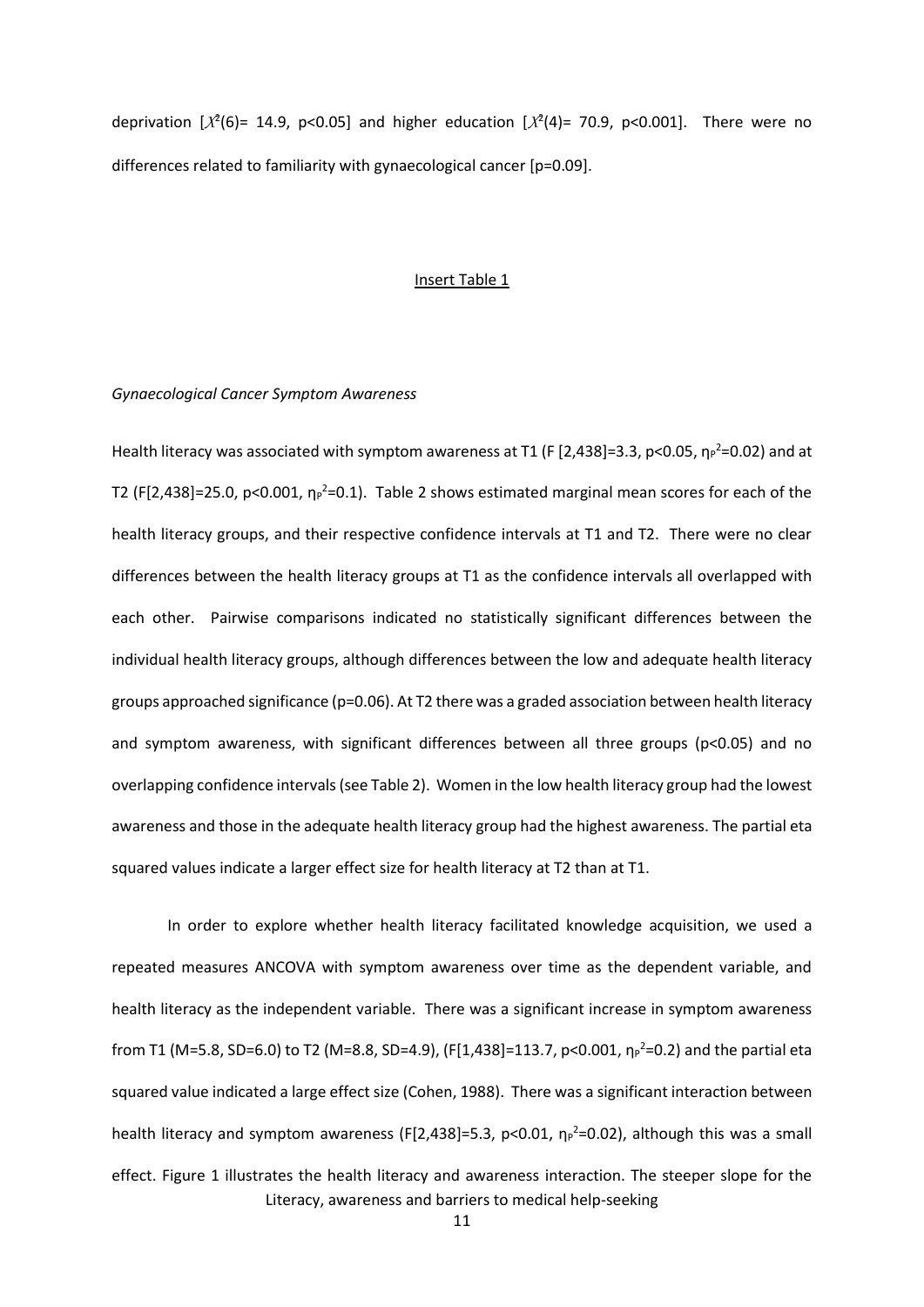deprivation [$\chi^2(6)$= 14.9, $p<0.05$] and higher education [$\chi^2(4)$= 70.9, $p<0.001$]. There were no differences related to familiarity with gynaecological cancer [p=0.09].

Insert Table 1

*Gynaecological Cancer Symptom Awareness*

Health literacy was associated with symptom awareness at T1 ($F$ [2,438]=3.3, $p<0.05$, $\eta_p^2=0.02$) and at T2 ($F$[2,438]=25.0, $p<0.001$, $\eta_p^2=0.1$). Table 2 shows estimated marginal mean scores for each of the health literacy groups, and their respective confidence intervals at T1 and T2. There were no clear differences between the health literacy groups at T1 as the confidence intervals all overlapped with each other. Pairwise comparisons indicated no statistically significant differences between the individual health literacy groups, although differences between the low and adequate health literacy groups approached significance (p=0.06). At T2 there was a graded association between health literacy and symptom awareness, with significant differences between all three groups ($p<0.05$) and no overlapping confidence intervals (see Table 2). Women in the low health literacy group had the lowest awareness and those in the adequate health literacy group had the highest awareness. The partial eta squared values indicate a larger effect size for health literacy at T2 than at T1.

In order to explore whether health literacy facilitated knowledge acquisition, we used a repeated measures ANCOVA with symptom awareness over time as the dependent variable, and health literacy as the independent variable. There was a significant increase in symptom awareness from T1 (M=5.8, SD=6.0) to T2 (M=8.8, SD=4.9), ($F$[1,438]=113.7, $p<0.001$, $\eta_p^2=0.2$) and the partial eta squared value indicated a large effect size (Cohen, 1988). There was a significant interaction between health literacy and symptom awareness ($F$[2,438]=5.3, $p<0.01$, $\eta_p^2=0.02$), although this was a small effect. Figure 1 illustrates the health literacy and awareness interaction. The steeper slope for the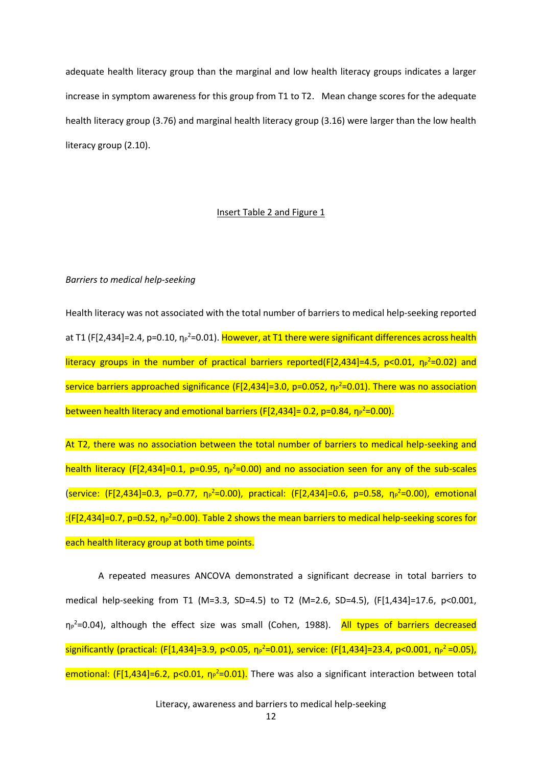adequate health literacy group than the marginal and low health literacy groups indicates a larger increase in symptom awareness for this group from T1 to T2. Mean change scores for the adequate health literacy group (3.76) and marginal health literacy group (3.16) were larger than the low health literacy group (2.10).

Insert Table 2 and Figure 1

*Barriers to medical help-seeking*

Health literacy was not associated with the total number of barriers to medical help-seeking reported at T1 ($F[2,434]=2.4$, $p=0.10$, $\eta_P^2=0.01$). However, at T1 there were significant differences across health literacy groups in the number of practical barriers reported($F[2,434]=4.5$, $p<0.01$, $\eta_P^2=0.02$) and service barriers approached significance ($F[2,434]=3.0$, $p=0.052$, $\eta_P^2=0.01$). There was no association between health literacy and emotional barriers ($F[2,434]= 0.2$, $p=0.84$, $\eta_P^2=0.00$).

At T2, there was no association between the total number of barriers to medical help-seeking and health literacy ($F[2,434]=0.1$, $p=0.95$, $\eta_P^2=0.00$) and no association seen for any of the sub-scales (service: ($F[2,434]=0.3$, $p=0.77$, $\eta_P^2=0.00$), practical: ($F[2,434]=0.6$, $p=0.58$, $\eta_P^2=0.00$), emotional :($F[2,434]=0.7$, $p=0.52$, $\eta_P^2=0.00$). Table 2 shows the mean barriers to medical help-seeking scores for each health literacy group at both time points.

A repeated measures ANCOVA demonstrated a significant decrease in total barriers to medical help-seeking from T1 (M=3.3, SD=4.5) to T2 (M=2.6, SD=4.5), ($F[1,434]=17.6$, $p<0.001$, $\eta_P^2=0.04$), although the effect size was small (Cohen, 1988). All types of barriers decreased significantly (practical: ($F[1,434]=3.9$, $p<0.05$, $\eta_P^2=0.01$), service: ($F[1,434]=23.4$, $p<0.001$, $\eta_P^2=0.05$), emotional: ($F[1,434]=6.2$, $p<0.01$, $\eta_P^2=0.01$). There was also a significant interaction between total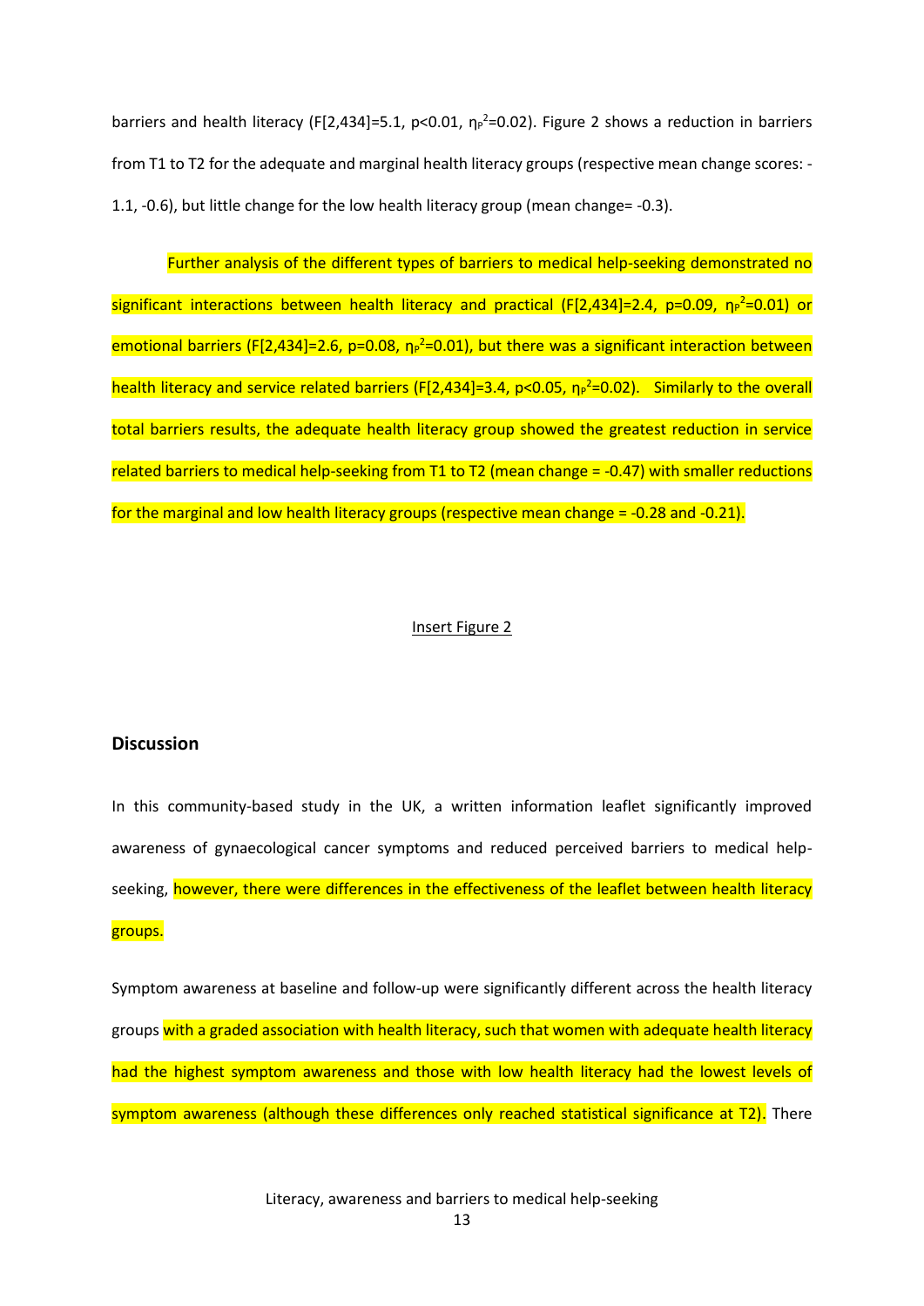barriers and health literacy ($F[2,434]=5.1$, $p<0.01$, $\eta_p^2=0.02$). Figure 2 shows a reduction in barriers from T1 to T2 for the adequate and marginal health literacy groups (respective mean change scores: -1.1, -0.6), but little change for the low health literacy group (mean change= -0.3).

Further analysis of the different types of barriers to medical help-seeking demonstrated no significant interactions between health literacy and practical ($F[2,434]=2.4$, $p=0.09$, $\eta_p^2=0.01$) or emotional barriers ($F[2,434]=2.6$, $p=0.08$, $\eta_p^2=0.01$), but there was a significant interaction between health literacy and service related barriers ($F[2,434]=3.4$, $p<0.05$, $\eta_p^2=0.02$). Similarly to the overall total barriers results, the adequate health literacy group showed the greatest reduction in service related barriers to medical help-seeking from T1 to T2 (mean change = -0.47) with smaller reductions for the marginal and low health literacy groups (respective mean change = -0.28 and -0.21).

Insert Figure 2

## Discussion

In this community-based study in the UK, a written information leaflet significantly improved awareness of gynaecological cancer symptoms and reduced perceived barriers to medical help-seeking, however, there were differences in the effectiveness of the leaflet between health literacy groups.

Symptom awareness at baseline and follow-up were significantly different across the health literacy groups with a graded association with health literacy, such that women with adequate health literacy had the highest symptom awareness and those with low health literacy had the lowest levels of symptom awareness (although these differences only reached statistical significance at T2). There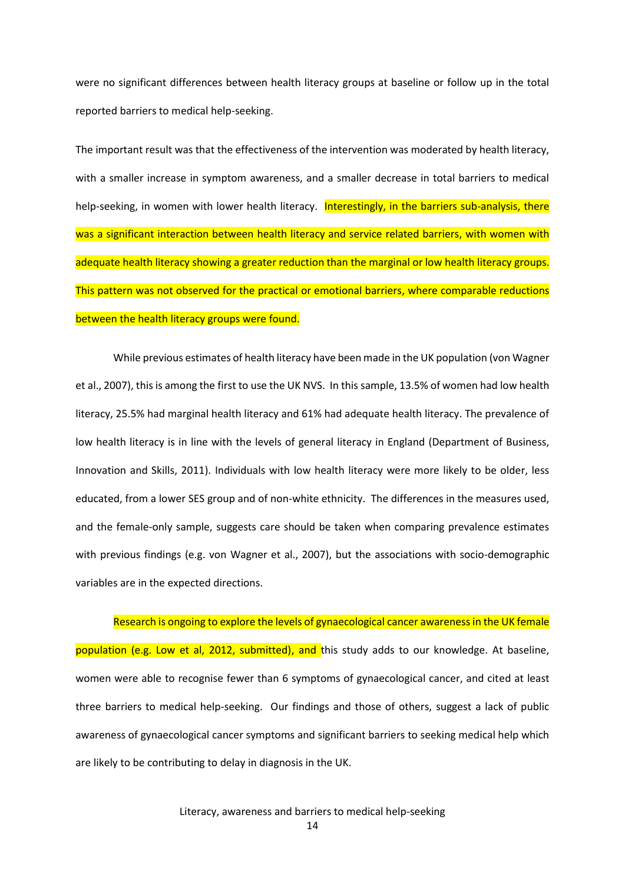were no significant differences between health literacy groups at baseline or follow up in the total reported barriers to medical help-seeking.

The important result was that the effectiveness of the intervention was moderated by health literacy, with a smaller increase in symptom awareness, and a smaller decrease in total barriers to medical help-seeking, in women with lower health literacy. Interestingly, in the barriers sub-analysis, there was a significant interaction between health literacy and service related barriers, with women with adequate health literacy showing a greater reduction than the marginal or low health literacy groups. This pattern was not observed for the practical or emotional barriers, where comparable reductions between the health literacy groups were found.

While previous estimates of health literacy have been made in the UK population (von Wagner et al., 2007), this is among the first to use the UK NVS. In this sample, 13.5% of women had low health literacy, 25.5% had marginal health literacy and 61% had adequate health literacy. The prevalence of low health literacy is in line with the levels of general literacy in England (Department of Business, Innovation and Skills, 2011). Individuals with low health literacy were more likely to be older, less educated, from a lower SES group and of non-white ethnicity. The differences in the measures used, and the female-only sample, suggests care should be taken when comparing prevalence estimates with previous findings (e.g. von Wagner et al., 2007), but the associations with socio-demographic variables are in the expected directions.

Research is ongoing to explore the levels of gynaecological cancer awareness in the UK female population (e.g. Low et al, 2012, submitted), and this study adds to our knowledge. At baseline, women were able to recognise fewer than 6 symptoms of gynaecological cancer, and cited at least three barriers to medical help-seeking. Our findings and those of others, suggest a lack of public awareness of gynaecological cancer symptoms and significant barriers to seeking medical help which are likely to be contributing to delay in diagnosis in the UK.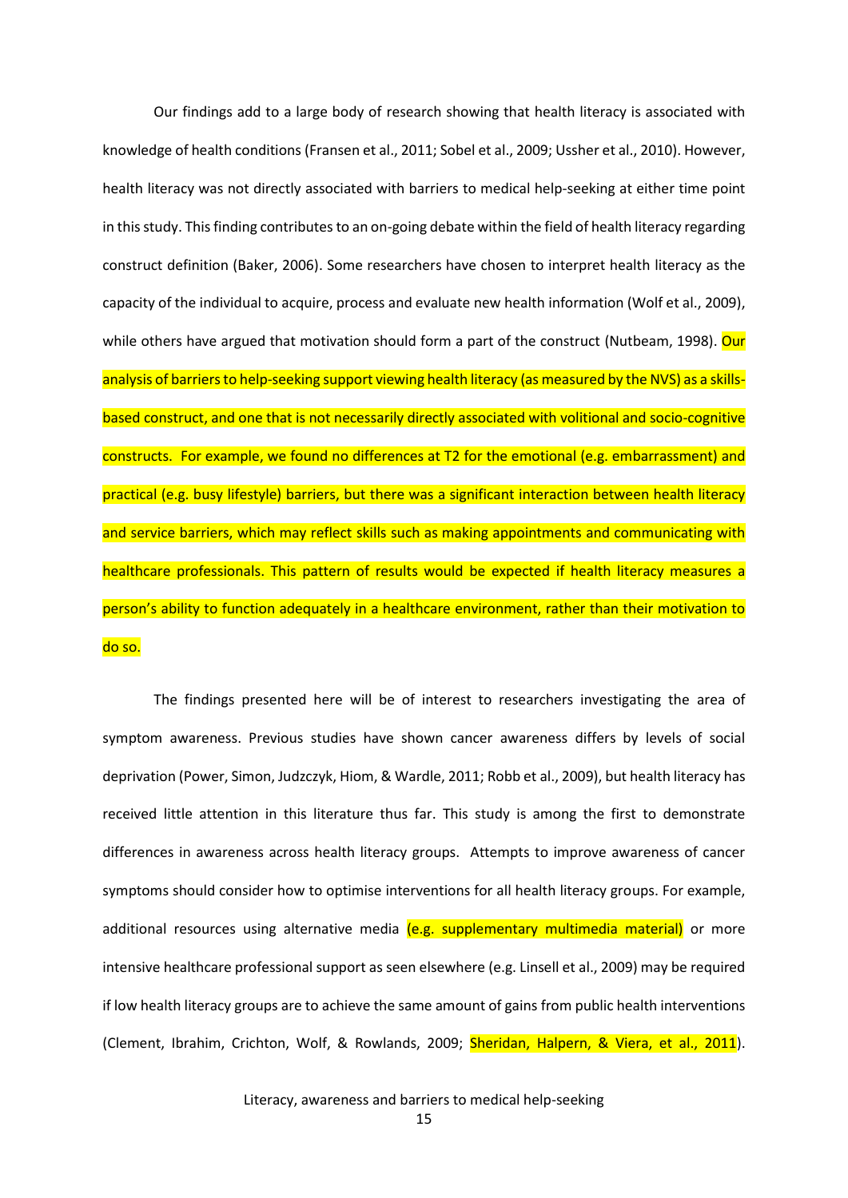Our findings add to a large body of research showing that health literacy is associated with knowledge of health conditions (Fransen et al., 2011; Sobel et al., 2009; Ussher et al., 2010). However, health literacy was not directly associated with barriers to medical help-seeking at either time point in this study. This finding contributes to an on-going debate within the field of health literacy regarding construct definition (Baker, 2006). Some researchers have chosen to interpret health literacy as the capacity of the individual to acquire, process and evaluate new health information (Wolf et al., 2009), while others have argued that motivation should form a part of the construct (Nutbeam, 1998). Our analysis of barriers to help-seeking support viewing health literacy (as measured by the NVS) as a skills-based construct, and one that is not necessarily directly associated with volitional and socio-cognitive constructs. For example, we found no differences at T2 for the emotional (e.g. embarrassment) and practical (e.g. busy lifestyle) barriers, but there was a significant interaction between health literacy and service barriers, which may reflect skills such as making appointments and communicating with healthcare professionals. This pattern of results would be expected if health literacy measures a person's ability to function adequately in a healthcare environment, rather than their motivation to do so.

The findings presented here will be of interest to researchers investigating the area of symptom awareness. Previous studies have shown cancer awareness differs by levels of social deprivation (Power, Simon, Judzczyk, Hiom, & Wardle, 2011; Robb et al., 2009), but health literacy has received little attention in this literature thus far. This study is among the first to demonstrate differences in awareness across health literacy groups. Attempts to improve awareness of cancer symptoms should consider how to optimise interventions for all health literacy groups. For example, additional resources using alternative media (e.g. supplementary multimedia material) or more intensive healthcare professional support as seen elsewhere (e.g. Linsell et al., 2009) may be required if low health literacy groups are to achieve the same amount of gains from public health interventions (Clement, Ibrahim, Crichton, Wolf, & Rowlands, 2009; Sheridan, Halpern, & Viera, et al., 2011).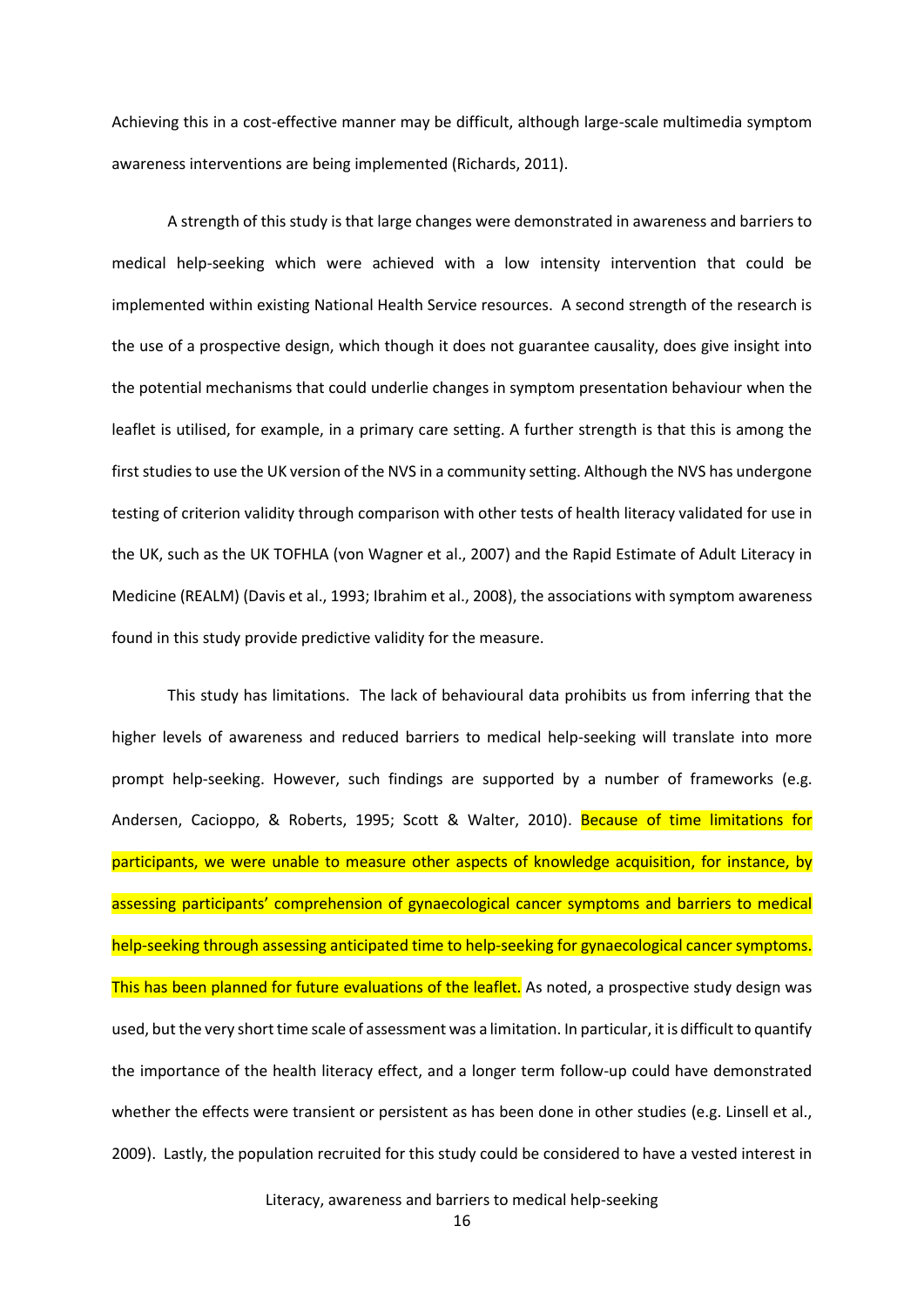Achieving this in a cost-effective manner may be difficult, although large-scale multimedia symptom awareness interventions are being implemented (Richards, 2011).

A strength of this study is that large changes were demonstrated in awareness and barriers to medical help-seeking which were achieved with a low intensity intervention that could be implemented within existing National Health Service resources. A second strength of the research is the use of a prospective design, which though it does not guarantee causality, does give insight into the potential mechanisms that could underlie changes in symptom presentation behaviour when the leaflet is utilised, for example, in a primary care setting. A further strength is that this is among the first studies to use the UK version of the NVS in a community setting. Although the NVS has undergone testing of criterion validity through comparison with other tests of health literacy validated for use in the UK, such as the UK TOFHLA (von Wagner et al., 2007) and the Rapid Estimate of Adult Literacy in Medicine (REALM) (Davis et al., 1993; Ibrahim et al., 2008), the associations with symptom awareness found in this study provide predictive validity for the measure.

This study has limitations. The lack of behavioural data prohibits us from inferring that the higher levels of awareness and reduced barriers to medical help-seeking will translate into more prompt help-seeking. However, such findings are supported by a number of frameworks (e.g. Andersen, Cacioppo, & Roberts, 1995; Scott & Walter, 2010). Because of time limitations for participants, we were unable to measure other aspects of knowledge acquisition, for instance, by assessing participants' comprehension of gynaecological cancer symptoms and barriers to medical help-seeking through assessing anticipated time to help-seeking for gynaecological cancer symptoms. This has been planned for future evaluations of the leaflet. As noted, a prospective study design was used, but the very short time scale of assessment was a limitation. In particular, it is difficult to quantify the importance of the health literacy effect, and a longer term follow-up could have demonstrated whether the effects were transient or persistent as has been done in other studies (e.g. Linsell et al., 2009). Lastly, the population recruited for this study could be considered to have a vested interest in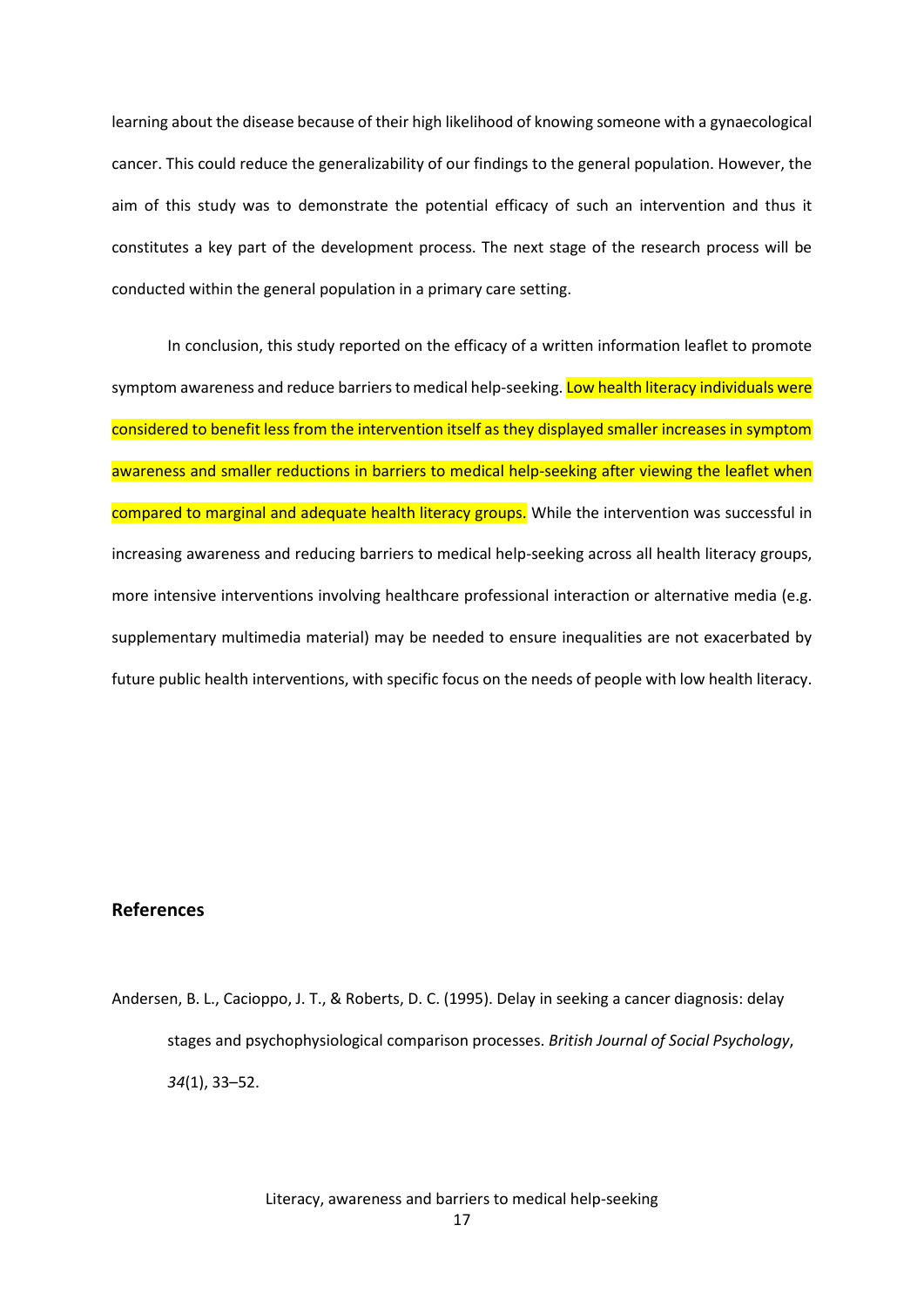learning about the disease because of their high likelihood of knowing someone with a gynaecological cancer. This could reduce the generalizability of our findings to the general population. However, the aim of this study was to demonstrate the potential efficacy of such an intervention and thus it constitutes a key part of the development process. The next stage of the research process will be conducted within the general population in a primary care setting.

In conclusion, this study reported on the efficacy of a written information leaflet to promote symptom awareness and reduce barriers to medical help-seeking. Low health literacy individuals were considered to benefit less from the intervention itself as they displayed smaller increases in symptom awareness and smaller reductions in barriers to medical help-seeking after viewing the leaflet when compared to marginal and adequate health literacy groups. While the intervention was successful in increasing awareness and reducing barriers to medical help-seeking across all health literacy groups, more intensive interventions involving healthcare professional interaction or alternative media (e.g. supplementary multimedia material) may be needed to ensure inequalities are not exacerbated by future public health interventions, with specific focus on the needs of people with low health literacy.

## References

Andersen, B. L., Cacioppo, J. T., & Roberts, D. C. (1995). Delay in seeking a cancer diagnosis: delay stages and psychophysiological comparison processes. *British Journal of Social Psychology*, *34*(1), 33–52.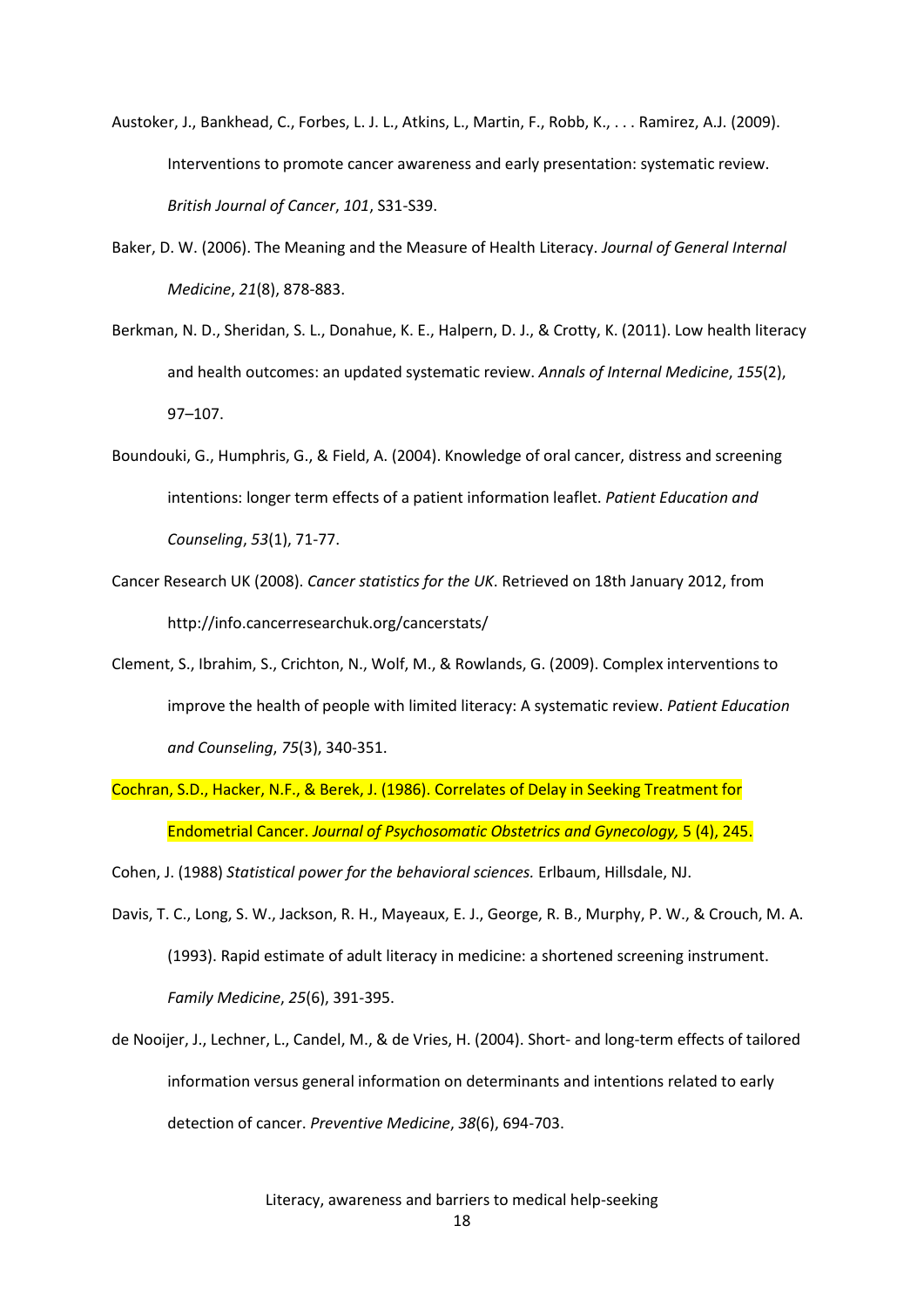Austoker, J., Bankhead, C., Forbes, L. J. L., Atkins, L., Martin, F., Robb, K., . . . Ramirez, A.J. (2009). Interventions to promote cancer awareness and early presentation: systematic review. *British Journal of Cancer*, *101*, S31-S39.

Baker, D. W. (2006). The Meaning and the Measure of Health Literacy. *Journal of General Internal Medicine*, *21*(8), 878-883.

Berkman, N. D., Sheridan, S. L., Donahue, K. E., Halpern, D. J., & Crotty, K. (2011). Low health literacy and health outcomes: an updated systematic review. *Annals of Internal Medicine*, *155*(2), 97–107.

Boundouki, G., Humphris, G., & Field, A. (2004). Knowledge of oral cancer, distress and screening intentions: longer term effects of a patient information leaflet. *Patient Education and Counseling*, *53*(1), 71-77.

Cancer Research UK (2008). *Cancer statistics for the UK*. Retrieved on 18th January 2012, from http://info.cancerresearchuk.org/cancerstats/

Clement, S., Ibrahim, S., Crichton, N., Wolf, M., & Rowlands, G. (2009). Complex interventions to improve the health of people with limited literacy: A systematic review. *Patient Education and Counseling*, *75*(3), 340-351.

Cochran, S.D., Hacker, N.F., & Berek, J. (1986). Correlates of Delay in Seeking Treatment for Endometrial Cancer. *Journal of Psychosomatic Obstetrics and Gynecology,* 5 (4), 245.

Cohen, J. (1988) *Statistical power for the behavioral sciences.* Erlbaum, Hillsdale, NJ.

Davis, T. C., Long, S. W., Jackson, R. H., Mayeaux, E. J., George, R. B., Murphy, P. W., & Crouch, M. A. (1993). Rapid estimate of adult literacy in medicine: a shortened screening instrument. *Family Medicine*, *25*(6), 391-395.

de Nooijer, J., Lechner, L., Candel, M., & de Vries, H. (2004). Short- and long-term effects of tailored information versus general information on determinants and intentions related to early detection of cancer. *Preventive Medicine*, *38*(6), 694-703.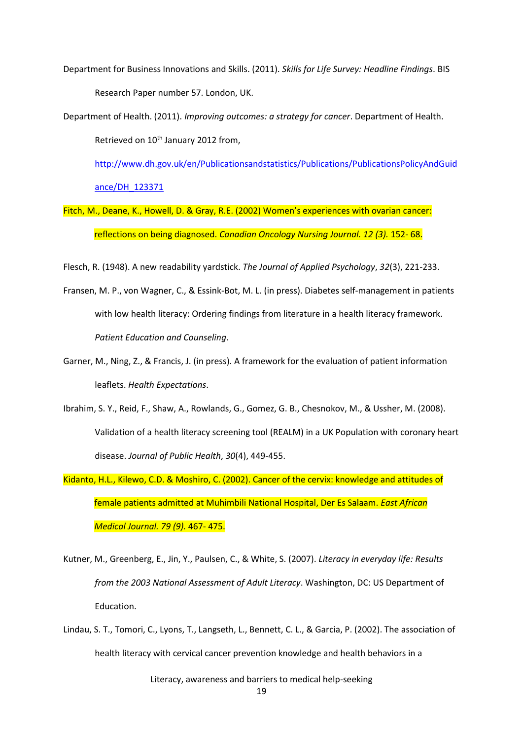Department for Business Innovations and Skills. (2011). *Skills for Life Survey: Headline Findings*. BIS Research Paper number 57. London, UK.

Department of Health. (2011). *Improving outcomes: a strategy for cancer*. Department of Health. Retrieved on 10th January 2012 from, http://www.dh.gov.uk/en/Publicationsandstatistics/Publications/PublicationsPolicyAndGuidance/DH_123371

Fitch, M., Deane, K., Howell, D. & Gray, R.E. (2002) Women's experiences with ovarian cancer: reflections on being diagnosed. *Canadian Oncology Nursing Journal. 12 (3).* 152- 68.

Flesch, R. (1948). A new readability yardstick. *The Journal of Applied Psychology*, *32*(3), 221-233.

Fransen, M. P., von Wagner, C., & Essink-Bot, M. L. (in press). Diabetes self-management in patients with low health literacy: Ordering findings from literature in a health literacy framework. *Patient Education and Counseling*.

Garner, M., Ning, Z., & Francis, J. (in press). A framework for the evaluation of patient information leaflets. *Health Expectations*.

Ibrahim, S. Y., Reid, F., Shaw, A., Rowlands, G., Gomez, G. B., Chesnokov, M., & Ussher, M. (2008). Validation of a health literacy screening tool (REALM) in a UK Population with coronary heart disease. *Journal of Public Health*, *30*(4), 449-455.

Kidanto, H.L., Kilewo, C.D. & Moshiro, C. (2002). Cancer of the cervix: knowledge and attitudes of female patients admitted at Muhimbili National Hospital, Der Es Salaam. *East African Medical Journal. 79 (9).* 467- 475.

Kutner, M., Greenberg, E., Jin, Y., Paulsen, C., & White, S. (2007). *Literacy in everyday life: Results from the 2003 National Assessment of Adult Literacy*. Washington, DC: US Department of Education.

Lindau, S. T., Tomori, C., Lyons, T., Langseth, L., Bennett, C. L., & Garcia, P. (2002). The association of health literacy with cervical cancer prevention knowledge and health behaviors in a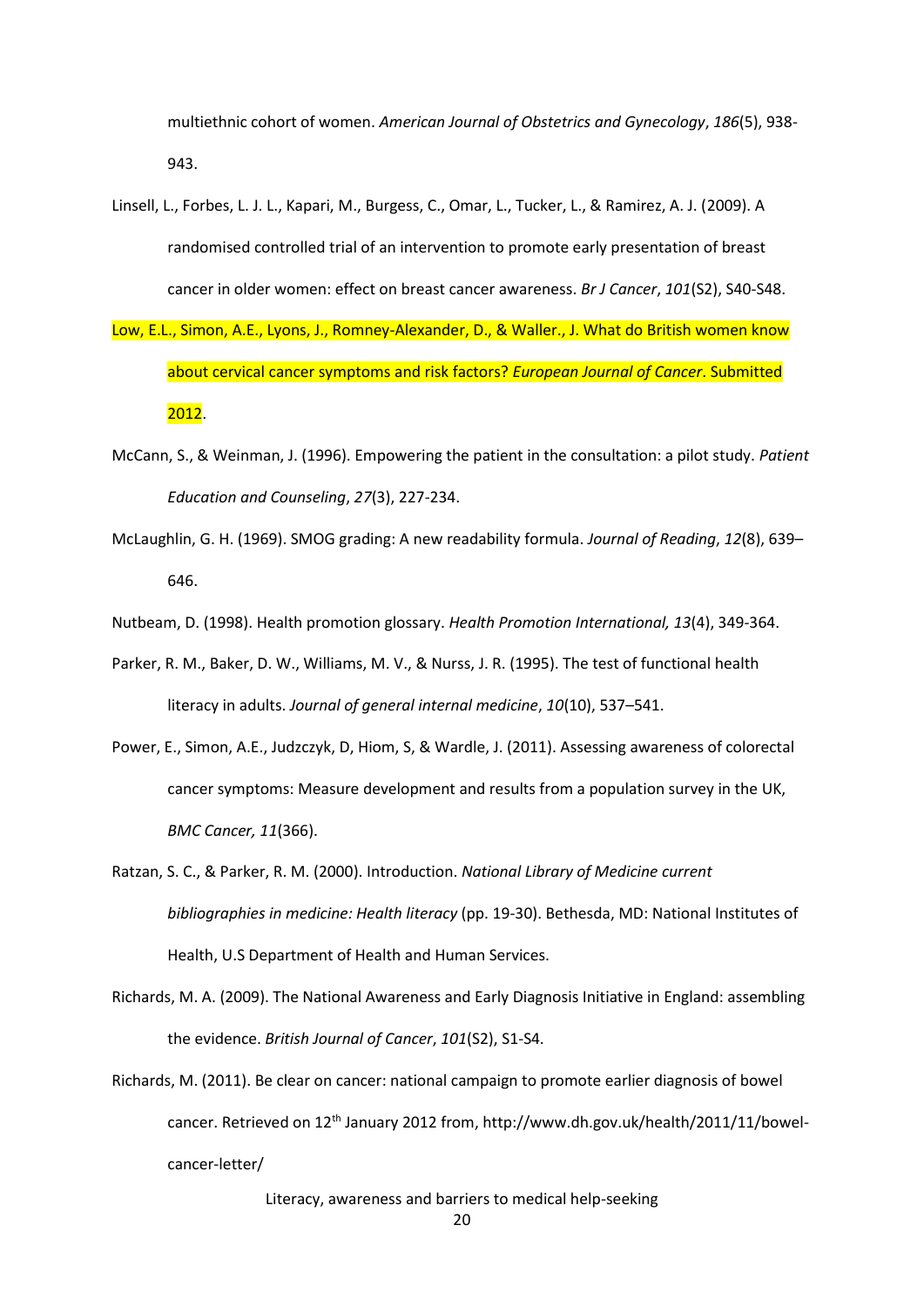multiethnic cohort of women. *American Journal of Obstetrics and Gynecology*, *186*(5), 938-943.

Linsell, L., Forbes, L. J. L., Kapari, M., Burgess, C., Omar, L., Tucker, L., & Ramirez, A. J. (2009). A randomised controlled trial of an intervention to promote early presentation of breast cancer in older women: effect on breast cancer awareness. *Br J Cancer*, *101*(S2), S40-S48.

Low, E.L., Simon, A.E., Lyons, J., Romney-Alexander, D., & Waller., J. What do British women know about cervical cancer symptoms and risk factors? *European Journal of Cancer*. Submitted 2012.

McCann, S., & Weinman, J. (1996). Empowering the patient in the consultation: a pilot study. *Patient Education and Counseling*, *27*(3), 227-234.

McLaughlin, G. H. (1969). SMOG grading: A new readability formula. *Journal of Reading*, *12*(8), 639–646.

Nutbeam, D. (1998). Health promotion glossary. *Health Promotion International, 13*(4), 349-364.

Parker, R. M., Baker, D. W., Williams, M. V., & Nurss, J. R. (1995). The test of functional health literacy in adults. *Journal of general internal medicine*, *10*(10), 537–541.

Power, E., Simon, A.E., Judzczyk, D, Hiom, S, & Wardle, J. (2011). Assessing awareness of colorectal cancer symptoms: Measure development and results from a population survey in the UK, *BMC Cancer, 11*(366).

Ratzan, S. C., & Parker, R. M. (2000). Introduction. *National Library of Medicine current bibliographies in medicine: Health literacy* (pp. 19-30). Bethesda, MD: National Institutes of Health, U.S Department of Health and Human Services.

Richards, M. A. (2009). The National Awareness and Early Diagnosis Initiative in England: assembling the evidence. *British Journal of Cancer*, *101*(S2), S1-S4.

Richards, M. (2011). Be clear on cancer: national campaign to promote earlier diagnosis of bowel cancer. Retrieved on 12th January 2012 from, http://www.dh.gov.uk/health/2011/11/bowel-cancer-letter/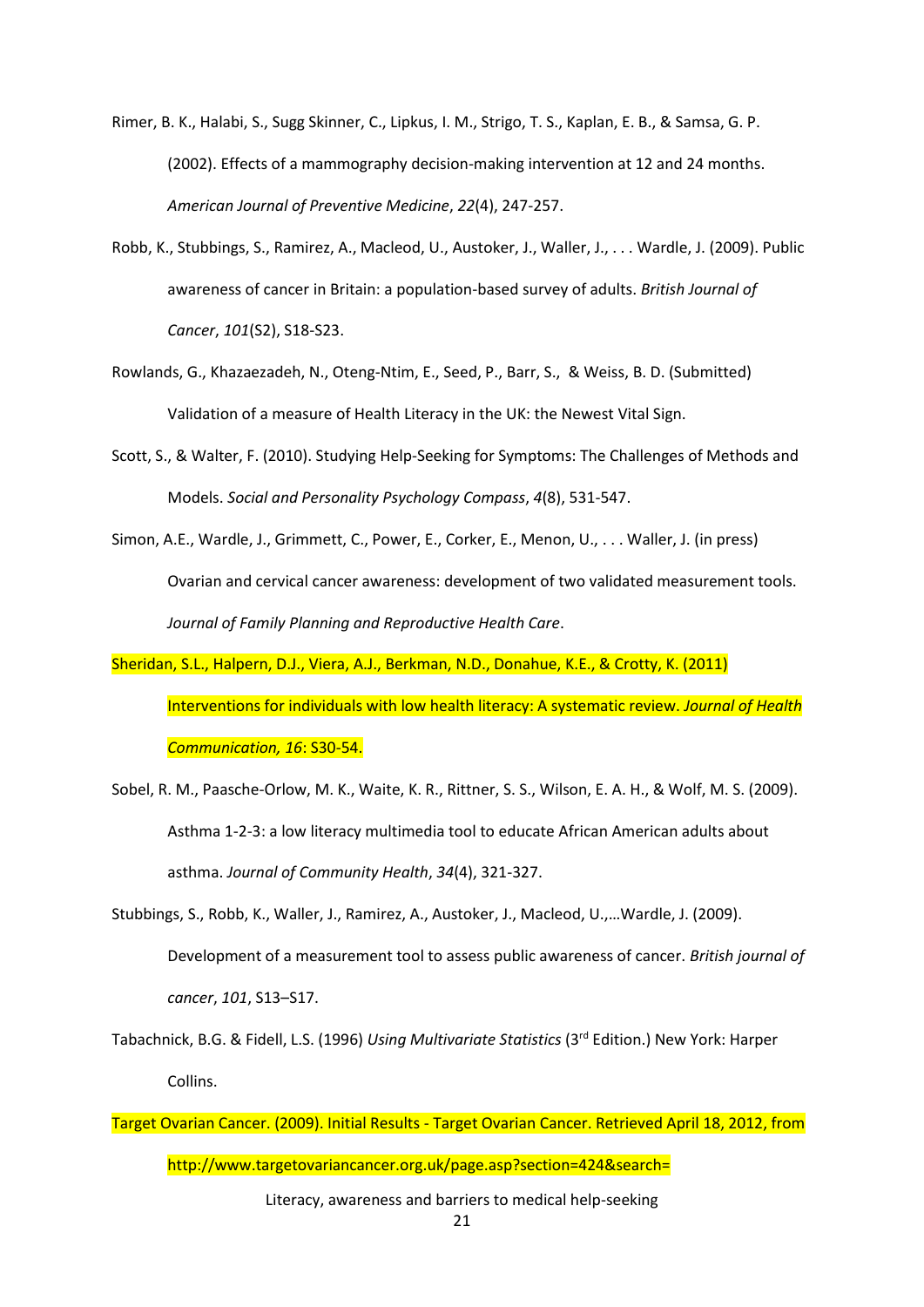Rimer, B. K., Halabi, S., Sugg Skinner, C., Lipkus, I. M., Strigo, T. S., Kaplan, E. B., & Samsa, G. P. (2002). Effects of a mammography decision-making intervention at 12 and 24 months. *American Journal of Preventive Medicine*, *22*(4), 247-257.

Robb, K., Stubbings, S., Ramirez, A., Macleod, U., Austoker, J., Waller, J., . . . Wardle, J. (2009). Public awareness of cancer in Britain: a population-based survey of adults. *British Journal of Cancer*, *101*(S2), S18-S23.

Rowlands, G., Khazaezadeh, N., Oteng-Ntim, E., Seed, P., Barr, S., & Weiss, B. D. (Submitted) Validation of a measure of Health Literacy in the UK: the Newest Vital Sign.

Scott, S., & Walter, F. (2010). Studying Help-Seeking for Symptoms: The Challenges of Methods and Models. *Social and Personality Psychology Compass*, *4*(8), 531-547.

Simon, A.E., Wardle, J., Grimmett, C., Power, E., Corker, E., Menon, U., . . . Waller, J. (in press) Ovarian and cervical cancer awareness: development of two validated measurement tools. *Journal of Family Planning and Reproductive Health Care*.

Sheridan, S.L., Halpern, D.J., Viera, A.J., Berkman, N.D., Donahue, K.E., & Crotty, K. (2011) Interventions for individuals with low health literacy: A systematic review. *Journal of Health Communication, 16*: S30-54.

Sobel, R. M., Paasche-Orlow, M. K., Waite, K. R., Rittner, S. S., Wilson, E. A. H., & Wolf, M. S. (2009). Asthma 1-2-3: a low literacy multimedia tool to educate African American adults about asthma. *Journal of Community Health*, *34*(4), 321-327.

Stubbings, S., Robb, K., Waller, J., Ramirez, A., Austoker, J., Macleod, U.,…Wardle, J. (2009). Development of a measurement tool to assess public awareness of cancer. *British journal of cancer*, *101*, S13–S17.

Tabachnick, B.G. & Fidell, L.S. (1996) *Using Multivariate Statistics* (3rd Edition.) New York: Harper Collins.

Target Ovarian Cancer. (2009). Initial Results - Target Ovarian Cancer. Retrieved April 18, 2012, from http://www.targetovariancancer.org.uk/page.asp?section=424&search=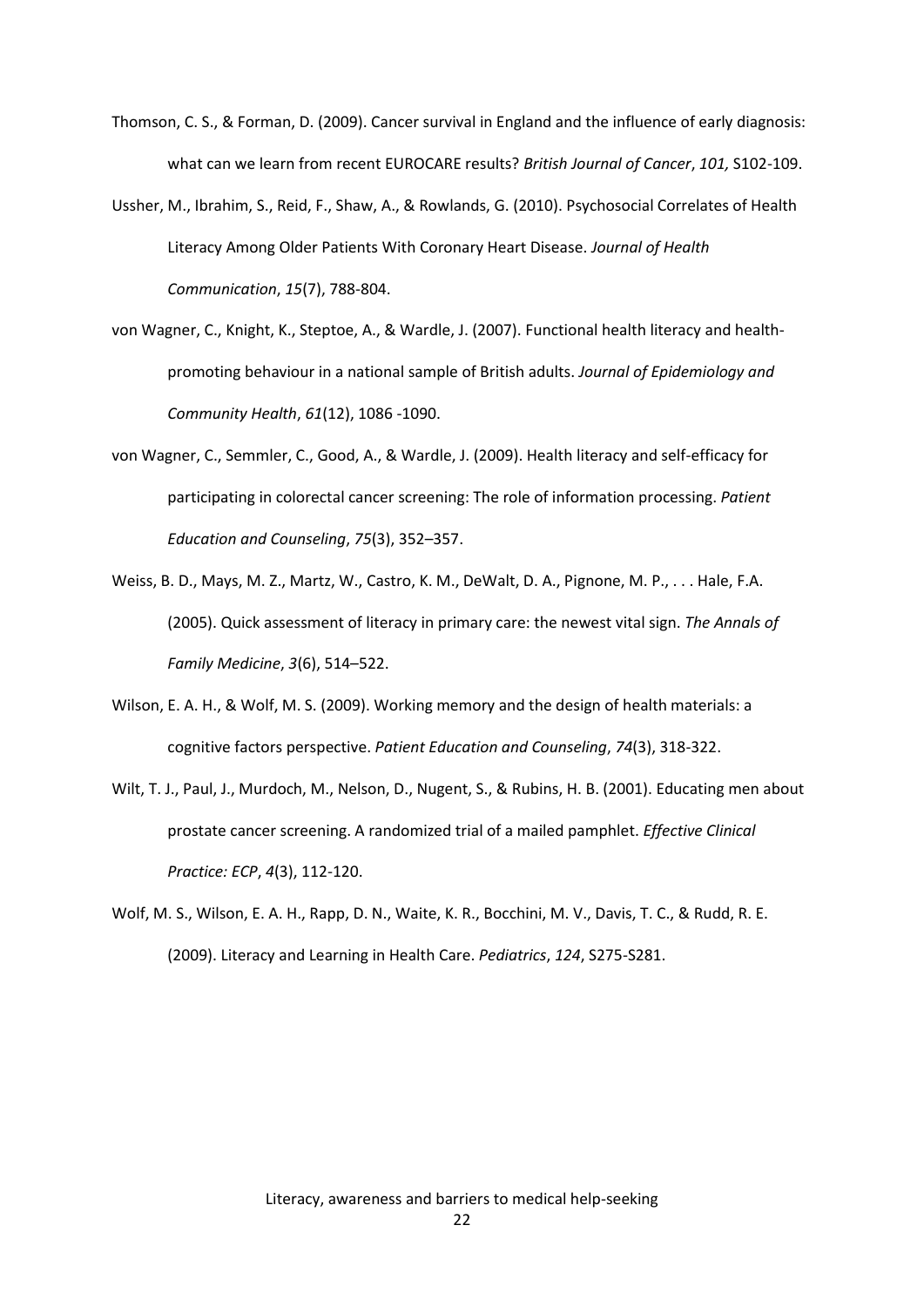Thomson, C. S., & Forman, D. (2009). Cancer survival in England and the influence of early diagnosis: what can we learn from recent EUROCARE results? *British Journal of Cancer*, *101,* S102-109.

Ussher, M., Ibrahim, S., Reid, F., Shaw, A., & Rowlands, G. (2010). Psychosocial Correlates of Health Literacy Among Older Patients With Coronary Heart Disease. *Journal of Health Communication*, *15*(7), 788-804.

von Wagner, C., Knight, K., Steptoe, A., & Wardle, J. (2007). Functional health literacy and health-promoting behaviour in a national sample of British adults. *Journal of Epidemiology and Community Health*, *61*(12), 1086 -1090.

von Wagner, C., Semmler, C., Good, A., & Wardle, J. (2009). Health literacy and self-efficacy for participating in colorectal cancer screening: The role of information processing. *Patient Education and Counseling*, *75*(3), 352–357.

Weiss, B. D., Mays, M. Z., Martz, W., Castro, K. M., DeWalt, D. A., Pignone, M. P., . . . Hale, F.A. (2005). Quick assessment of literacy in primary care: the newest vital sign. *The Annals of Family Medicine*, *3*(6), 514–522.

Wilson, E. A. H., & Wolf, M. S. (2009). Working memory and the design of health materials: a cognitive factors perspective. *Patient Education and Counseling*, *74*(3), 318-322.

Wilt, T. J., Paul, J., Murdoch, M., Nelson, D., Nugent, S., & Rubins, H. B. (2001). Educating men about prostate cancer screening. A randomized trial of a mailed pamphlet. *Effective Clinical Practice: ECP*, *4*(3), 112-120.

Wolf, M. S., Wilson, E. A. H., Rapp, D. N., Waite, K. R., Bocchini, M. V., Davis, T. C., & Rudd, R. E. (2009). Literacy and Learning in Health Care. *Pediatrics*, *124*, S275-S281.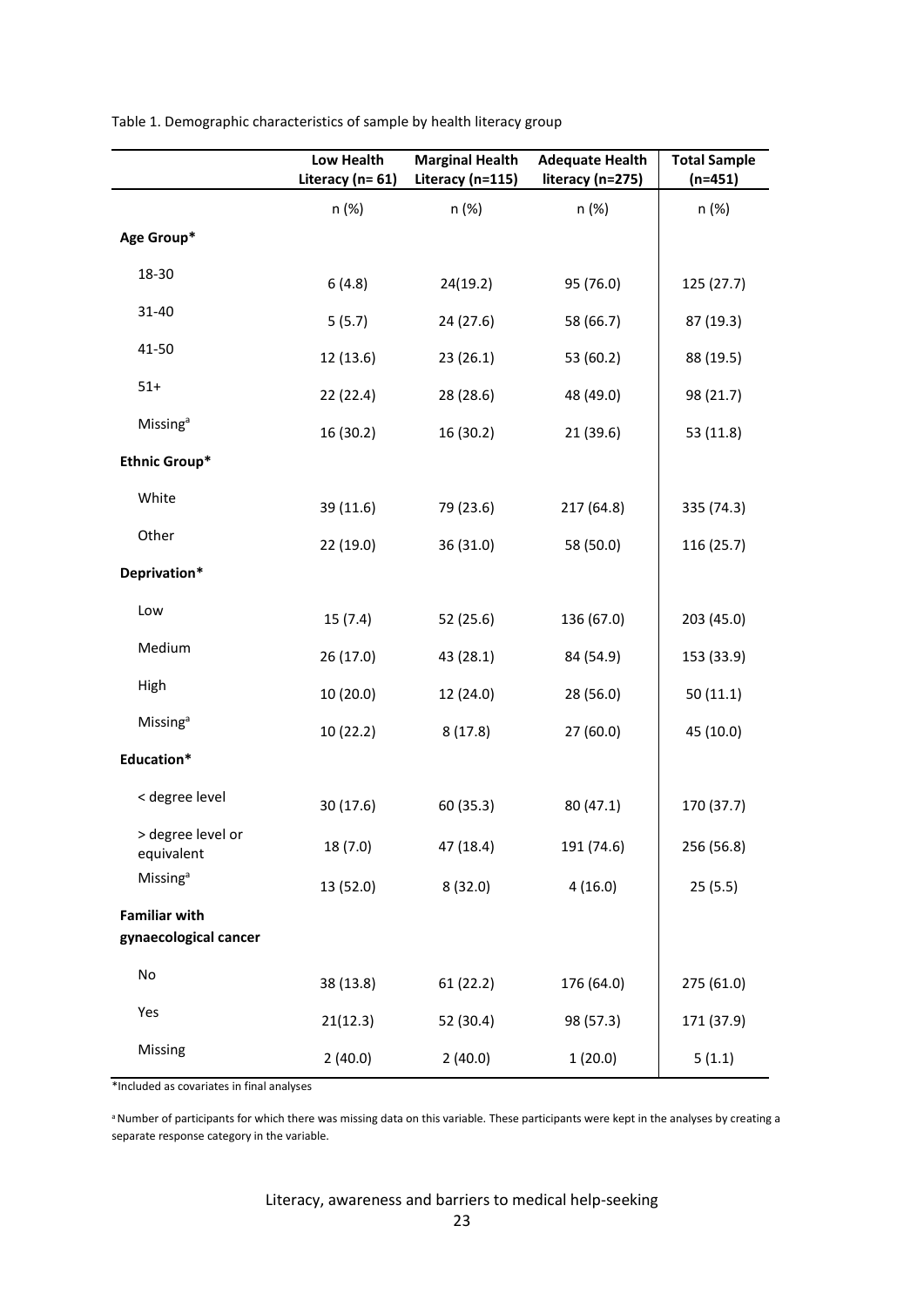Table 1. Demographic characteristics of sample by health literacy group

| | Low Health Literacy (n= 61) | Marginal Health Literacy (n=115) | Adequate Health literacy (n=275) | Total Sample (n=451) |
|---|---|---|---|---|
| | n (%) | n (%) | n (%) | n (%) |
| **Age Group*** | | | | |
| 18-30 | 6 (4.8) | 24(19.2) | 95 (76.0) | 125 (27.7) |
| 31-40 | 5 (5.7) | 24 (27.6) | 58 (66.7) | 87 (19.3) |
| 41-50 | 12 (13.6) | 23 (26.1) | 53 (60.2) | 88 (19.5) |
| 51+ | 22 (22.4) | 28 (28.6) | 48 (49.0) | 98 (21.7) |
| Missing[a] | 16 (30.2) | 16 (30.2) | 21 (39.6) | 53 (11.8) |
| **Ethnic Group*** | | | | |
| White | 39 (11.6) | 79 (23.6) | 217 (64.8) | 335 (74.3) |
| Other | 22 (19.0) | 36 (31.0) | 58 (50.0) | 116 (25.7) |
| **Deprivation*** | | | | |
| Low | 15 (7.4) | 52 (25.6) | 136 (67.0) | 203 (45.0) |
| Medium | 26 (17.0) | 43 (28.1) | 84 (54.9) | 153 (33.9) |
| High | 10 (20.0) | 12 (24.0) | 28 (56.0) | 50 (11.1) |
| Missing[a] | 10 (22.2) | 8 (17.8) | 27 (60.0) | 45 (10.0) |
| **Education*** | | | | |
| < degree level | 30 (17.6) | 60 (35.3) | 80 (47.1) | 170 (37.7) |
| > degree level or equivalent | 18 (7.0) | 47 (18.4) | 191 (74.6) | 256 (56.8) |
| Missing[a] | 13 (52.0) | 8 (32.0) | 4 (16.0) | 25 (5.5) |
| **Familiar with gynaecological cancer** | | | | |
| No | 38 (13.8) | 61 (22.2) | 176 (64.0) | 275 (61.0) |
| Yes | 21(12.3) | 52 (30.4) | 98 (57.3) | 171 (37.9) |
| Missing | 2 (40.0) | 2 (40.0) | 1 (20.0) | 5 (1.1) |

*Included as covariates in final analyses

[a] Number of participants for which there was missing data on this variable. These participants were kept in the analyses by creating a separate response category in the variable.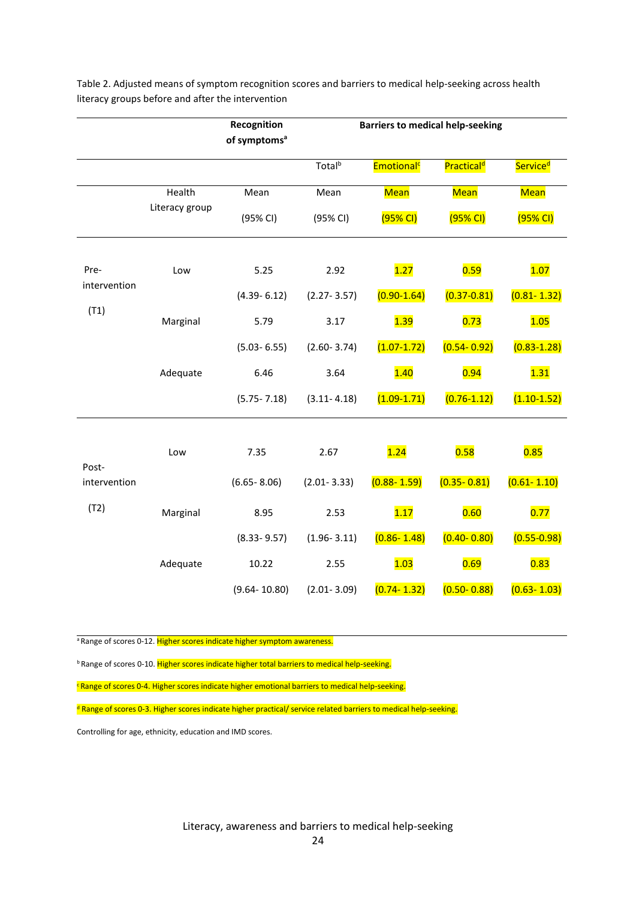Table 2. Adjusted means of symptom recognition scores and barriers to medical help-seeking across health literacy groups before and after the intervention

| | | Recognition of symptoms[a] | Barriers to medical help-seeking | | | |
|---|---|---|---|---|---|---|
| | | | Total[b] | Emotional[c] | Practical[d] | Service[d] |
| | Health Literacy group | Mean (95% CI) | Mean (95% CI) | Mean (95% CI) | Mean (95% CI) | Mean (95% CI) |
| Pre-intervention (T1) | Low | 5.25 (4.39- 6.12) | 2.92 (2.27- 3.57) | 1.27 (0.90-1.64) | 0.59 (0.37-0.81) | 1.07 (0.81- 1.32) |
| | Marginal | 5.79 (5.03- 6.55) | 3.17 (2.60- 3.74) | 1.39 (1.07-1.72) | 0.73 (0.54- 0.92) | 1.05 (0.83-1.28) |
| | Adequate | 6.46 (5.75- 7.18) | 3.64 (3.11- 4.18) | 1.40 (1.09-1.71) | 0.94 (0.76-1.12) | 1.31 (1.10-1.52) |
| Post-intervention (T2) | Low | 7.35 (6.65- 8.06) | 2.67 (2.01- 3.33) | 1.24 (0.88- 1.59) | 0.58 (0.35- 0.81) | 0.85 (0.61- 1.10) |
| | Marginal | 8.95 (8.33- 9.57) | 2.53 (1.96- 3.11) | 1.17 (0.86- 1.48) | 0.60 (0.40- 0.80) | 0.77 (0.55-0.98) |
| | Adequate | 10.22 (9.64- 10.80) | 2.55 (2.01- 3.09) | 1.03 (0.74- 1.32) | 0.69 (0.50- 0.88) | 0.83 (0.63- 1.03) |

[a] Range of scores 0-12. Higher scores indicate higher symptom awareness.

[b] Range of scores 0-10. Higher scores indicate higher total barriers to medical help-seeking.

[c] Range of scores 0-4. Higher scores indicate higher emotional barriers to medical help-seeking.

[d] Range of scores 0-3. Higher scores indicate higher practical/ service related barriers to medical help-seeking.

Controlling for age, ethnicity, education and IMD scores.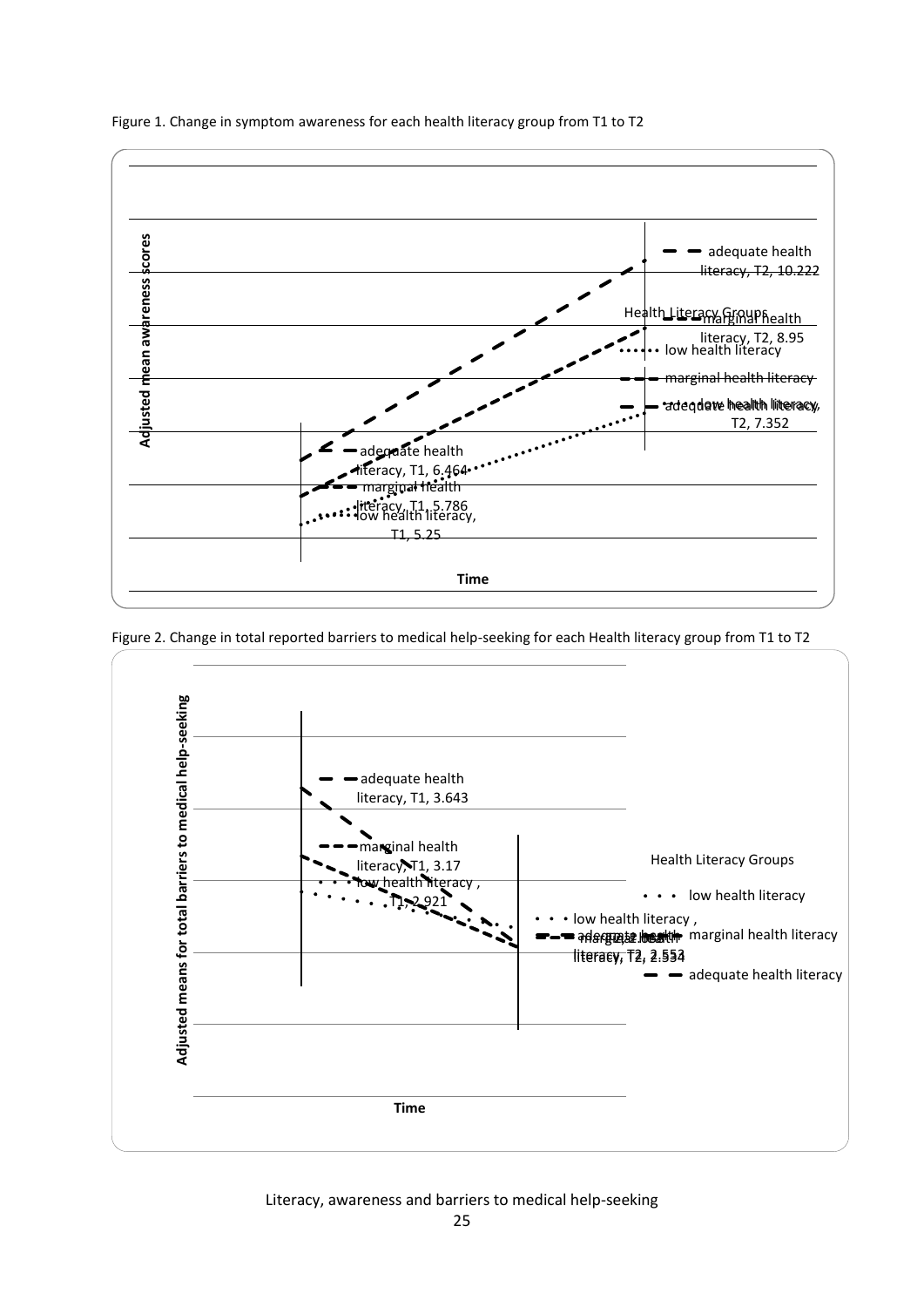Figure 1. Change in symptom awareness for each health literacy group from T1 to T2

Figure 2. Change in total reported barriers to medical help-seeking for each Health literacy group from T1 to T2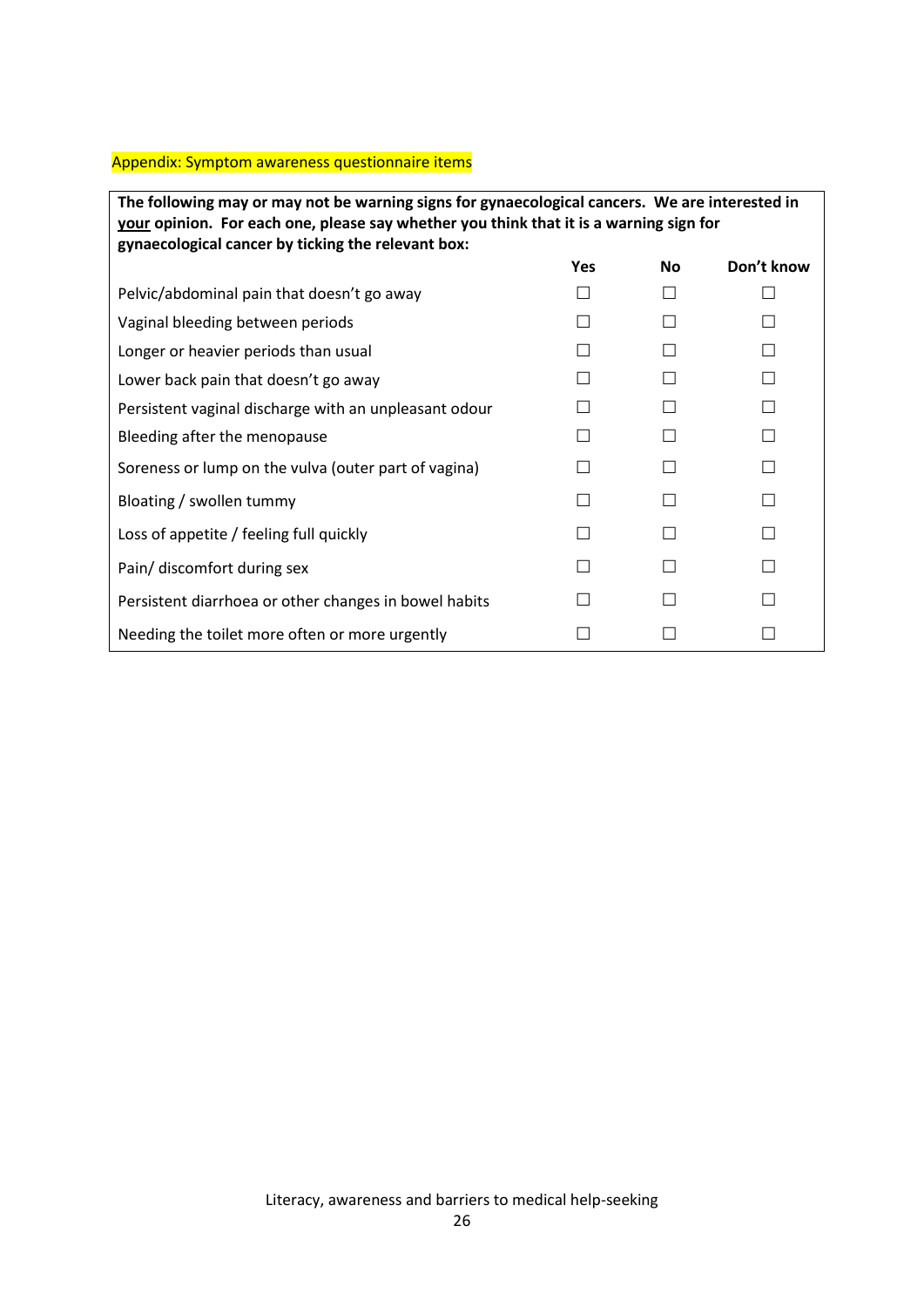Appendix: Symptom awareness questionnaire items

**The following may or may not be warning signs for gynaecological cancers. We are interested in <u>your</u> opinion. For each one, please say whether you think that it is a warning sign for gynaecological cancer by ticking the relevant box:**

| | Yes | No | Don't know |
|---|---|---|---|
| Pelvic/abdominal pain that doesn't go away | ☐ | ☐ | ☐ |
| Vaginal bleeding between periods | ☐ | ☐ | ☐ |
| Longer or heavier periods than usual | ☐ | ☐ | ☐ |
| Lower back pain that doesn't go away | ☐ | ☐ | ☐ |
| Persistent vaginal discharge with an unpleasant odour | ☐ | ☐ | ☐ |
| Bleeding after the menopause | ☐ | ☐ | ☐ |
| Soreness or lump on the vulva (outer part of vagina) | ☐ | ☐ | ☐ |
| Bloating / swollen tummy | ☐ | ☐ | ☐ |
| Loss of appetite / feeling full quickly | ☐ | ☐ | ☐ |
| Pain/ discomfort during sex | ☐ | ☐ | ☐ |
| Persistent diarrhoea or other changes in bowel habits | ☐ | ☐ | ☐ |
| Needing the toilet more often or more urgently | ☐ | ☐ | ☐ |